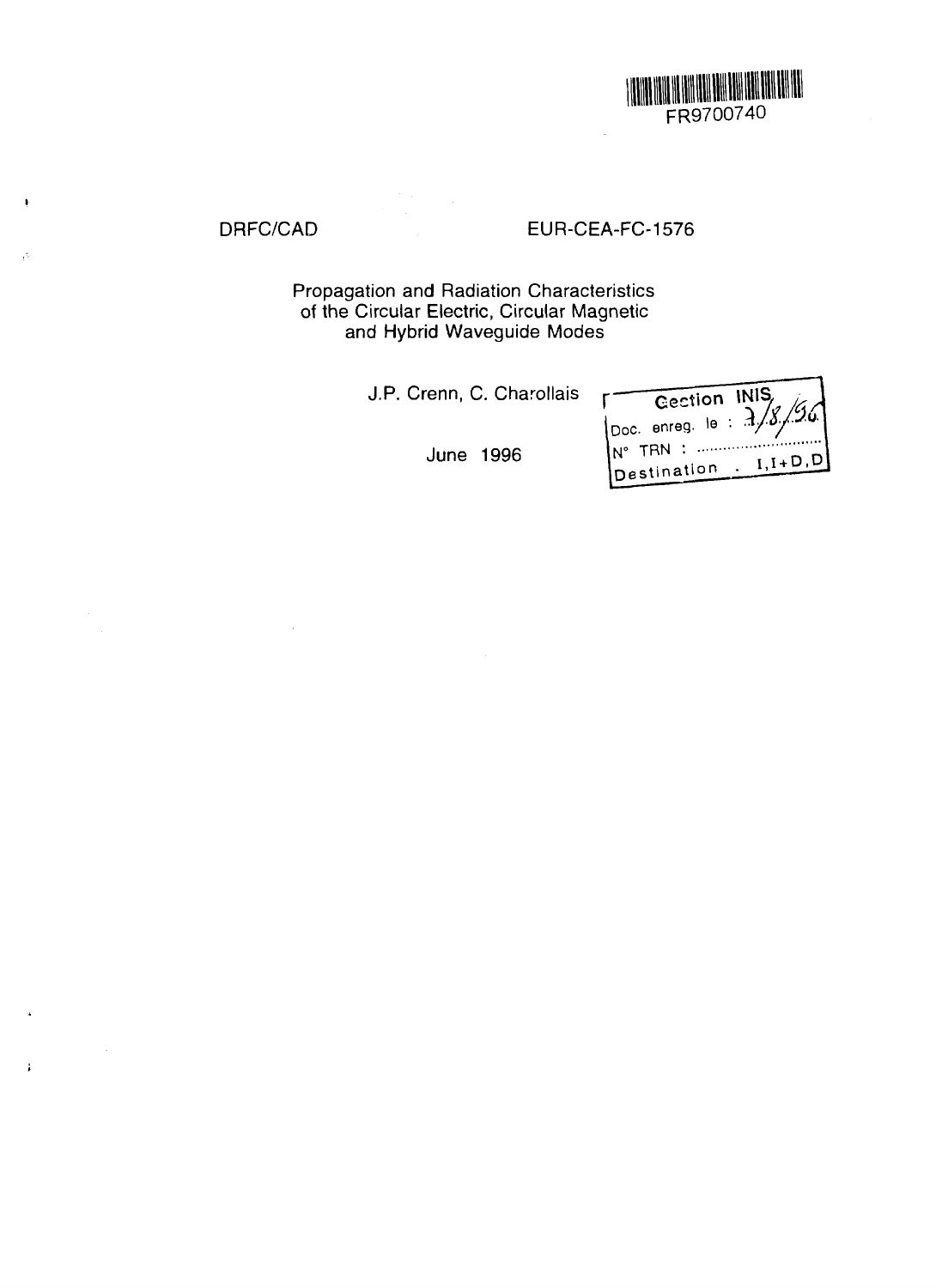FR9700740

DRFC/CAD

EUR-CEA-FC-1576

# Propagation and Radiation Characteristics of the Circular Electric, Circular Magnetic and Hybrid Waveguide Modes

J.P. Crenn, C. Charollais

June 1996

Gection INIS
Doc. enreg. le : 7/8/96
N° TRN : ............................
Destination . I,I+D,D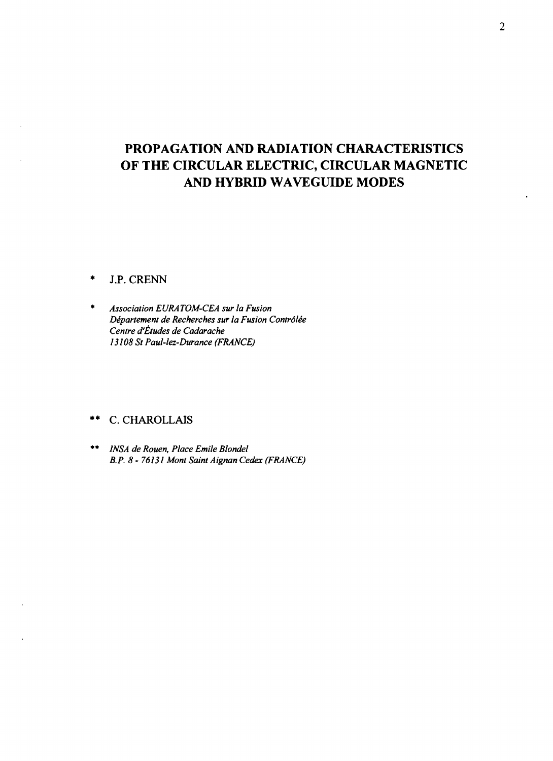# PROPAGATION AND RADIATION CHARACTERISTICS OF THE CIRCULAR ELECTRIC, CIRCULAR MAGNETIC AND HYBRID WAVEGUIDE MODES

\* J.P. CRENN

\* *Association EURATOM-CEA sur la Fusion*
*Département de Recherches sur la Fusion Contrôlée*
*Centre d'Études de Cadarache*
*13108 St Paul-lez-Durance (FRANCE)*

\*\* C. CHAROLLAIS

\*\* *INSA de Rouen, Place Emile Blondel*
*B.P. 8 - 76131 Mont Saint Aignan Cedex (FRANCE)*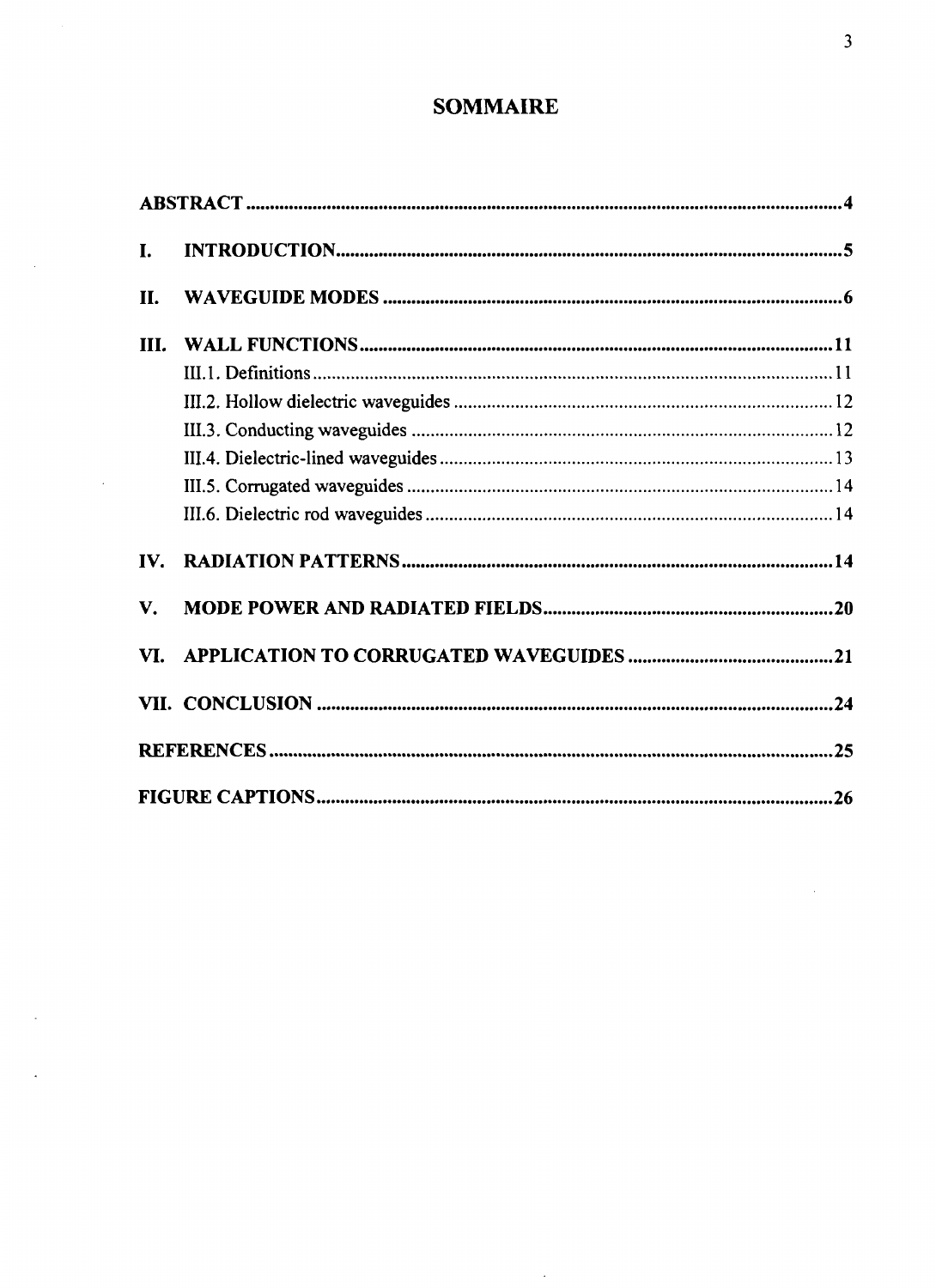# SOMMAIRE

**ABSTRACT** .......... **4**

**I. INTRODUCTION** .......... **5**

**II. WAVEGUIDE MODES** .......... **6**

**III. WALL FUNCTIONS** .......... **11**

- III.1. Definitions .......... 11
- III.2. Hollow dielectric waveguides .......... 12
- III.3. Conducting waveguides .......... 12
- III.4. Dielectric-lined waveguides .......... 13
- III.5. Corrugated waveguides .......... 14
- III.6. Dielectric rod waveguides .......... 14

**IV. RADIATION PATTERNS** .......... **14**

**V. MODE POWER AND RADIATED FIELDS** .......... **20**

**VI. APPLICATION TO CORRUGATED WAVEGUIDES** .......... **21**

**VII. CONCLUSION** .......... **24**

**REFERENCES** .......... **25**

**FIGURE CAPTIONS** .......... **26**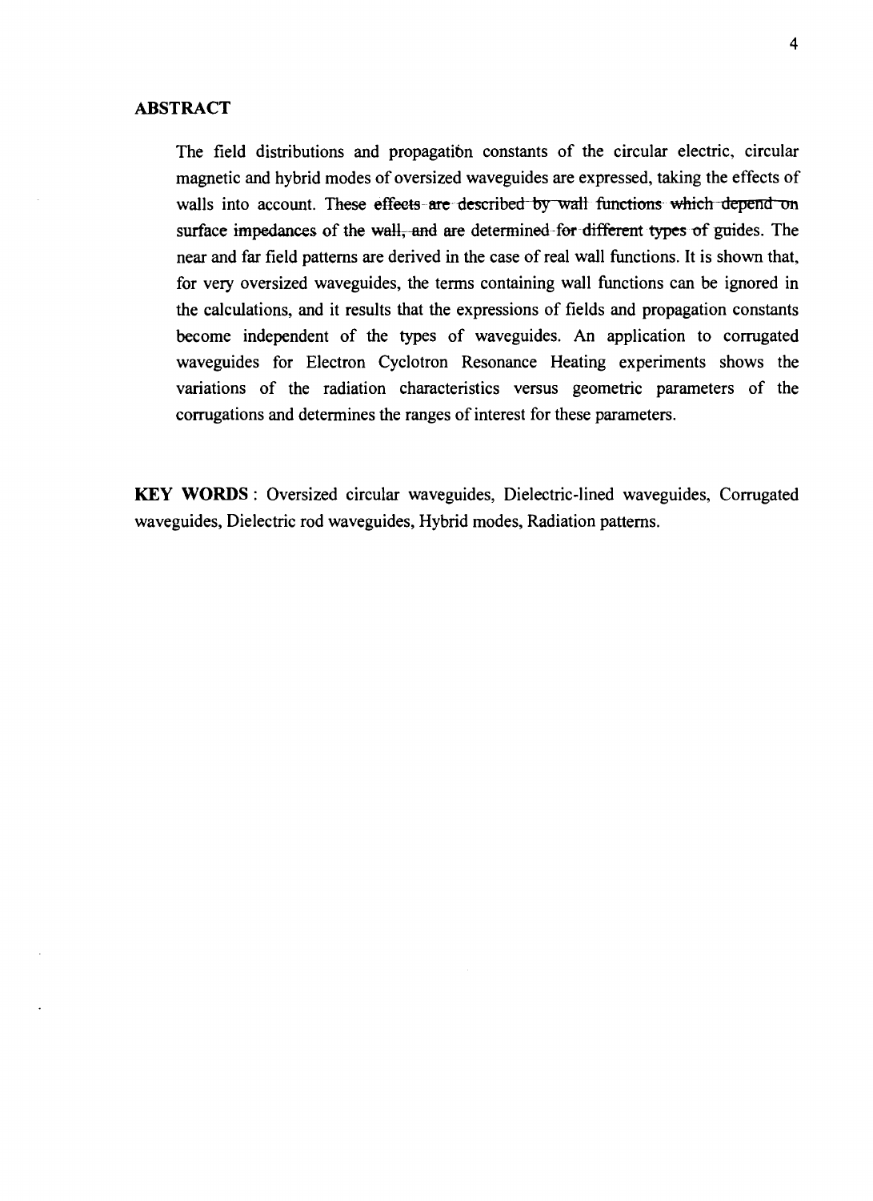## ABSTRACT

The field distributions and propagation constants of the circular electric, circular magnetic and hybrid modes of oversized waveguides are expressed, taking the effects of walls into account. These effects are described by wall functions which depend on surface impedances of the wall, and are determined for different types of guides. The near and far field patterns are derived in the case of real wall functions. It is shown that, for very oversized waveguides, the terms containing wall functions can be ignored in the calculations, and it results that the expressions of fields and propagation constants become independent of the types of waveguides. An application to corrugated waveguides for Electron Cyclotron Resonance Heating experiments shows the variations of the radiation characteristics versus geometric parameters of the corrugations and determines the ranges of interest for these parameters.

**KEY WORDS** : Oversized circular waveguides, Dielectric-lined waveguides, Corrugated waveguides, Dielectric rod waveguides, Hybrid modes, Radiation patterns.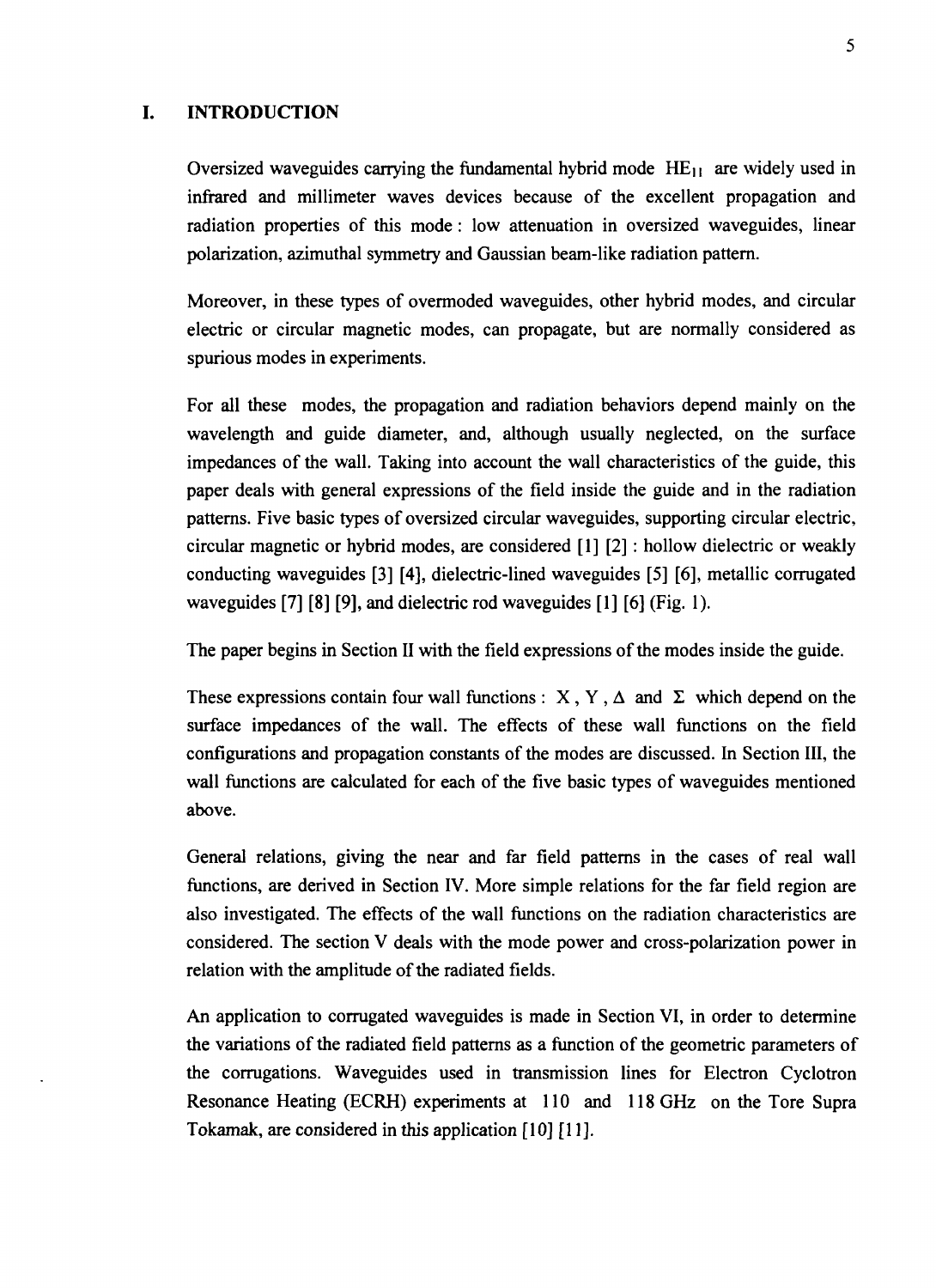# I. INTRODUCTION

Oversized waveguides carrying the fundamental hybrid mode $HE_{11}$ are widely used in infrared and millimeter waves devices because of the excellent propagation and radiation properties of this mode : low attenuation in oversized waveguides, linear polarization, azimuthal symmetry and Gaussian beam-like radiation pattern.

Moreover, in these types of overmoded waveguides, other hybrid modes, and circular electric or circular magnetic modes, can propagate, but are normally considered as spurious modes in experiments.

For all these modes, the propagation and radiation behaviors depend mainly on the wavelength and guide diameter, and, although usually neglected, on the surface impedances of the wall. Taking into account the wall characteristics of the guide, this paper deals with general expressions of the field inside the guide and in the radiation patterns. Five basic types of oversized circular waveguides, supporting circular electric, circular magnetic or hybrid modes, are considered [1] [2] : hollow dielectric or weakly conducting waveguides [3] [4], dielectric-lined waveguides [5] [6], metallic corrugated waveguides [7] [8] [9], and dielectric rod waveguides [1] [6] (Fig. 1).

The paper begins in Section II with the field expressions of the modes inside the guide.

These expressions contain four wall functions : $X$ , $Y$ , $\Delta$ and $\Sigma$ which depend on the surface impedances of the wall. The effects of these wall functions on the field configurations and propagation constants of the modes are discussed. In Section III, the wall functions are calculated for each of the five basic types of waveguides mentioned above.

General relations, giving the near and far field patterns in the cases of real wall functions, are derived in Section IV. More simple relations for the far field region are also investigated. The effects of the wall functions on the radiation characteristics are considered. The section V deals with the mode power and cross-polarization power in relation with the amplitude of the radiated fields.

An application to corrugated waveguides is made in Section VI, in order to determine the variations of the radiated field patterns as a function of the geometric parameters of the corrugations. Waveguides used in transmission lines for Electron Cyclotron Resonance Heating (ECRH) experiments at 110 and 118 GHz on the Tore Supra Tokamak, are considered in this application [10] [11].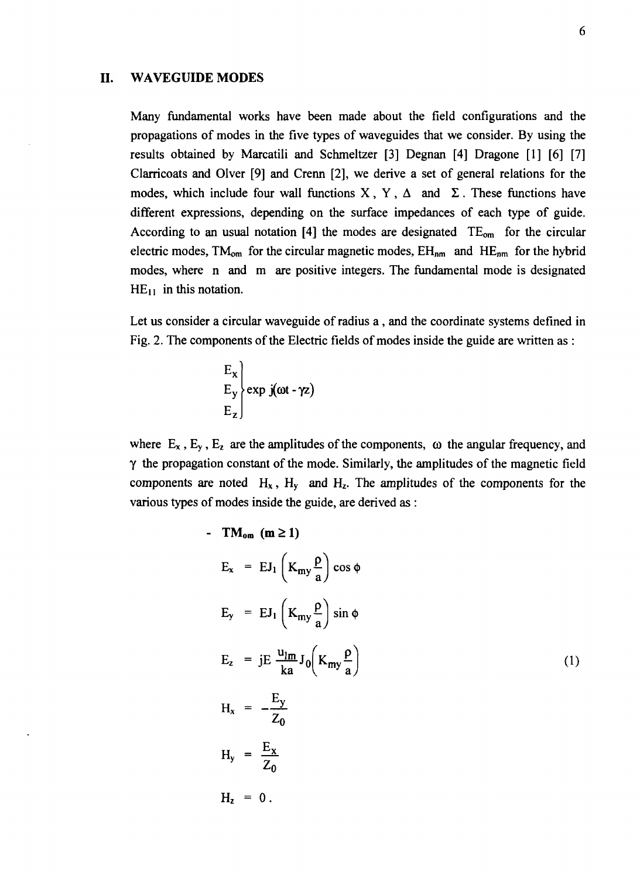## II. WAVEGUIDE MODES

Many fundamental works have been made about the field configurations and the propagations of modes in the five types of waveguides that we consider. By using the results obtained by Marcatili and Schmeltzer [3] Degnan [4] Dragone [1] [6] [7] Clarricoats and Olver [9] and Crenn [2], we derive a set of general relations for the modes, which include four wall functions $X$, $Y$, $\Delta$ and $\Sigma$. These functions have different expressions, depending on the surface impedances of each type of guide. According to an usual notation [4] the modes are designated $TE_{om}$ for the circular electric modes, $TM_{om}$ for the circular magnetic modes, $EH_{nm}$ and $HE_{nm}$ for the hybrid modes, where n and m are positive integers. The fundamental mode is designated $HE_{11}$ in this notation.

Let us consider a circular waveguide of radius a, and the coordinate systems defined in Fig. 2. The components of the Electric fields of modes inside the guide are written as :

$$\left.\begin{matrix} E_X \\ E_y \\ E_Z \end{matrix}\right\} \exp j(\omega t - \gamma z)$$

where $E_x$, $E_y$, $E_z$ are the amplitudes of the components, $\omega$ the angular frequency, and $\gamma$ the propagation constant of the mode. Similarly, the amplitudes of the magnetic field components are noted $H_x$, $H_y$ and $H_z$. The amplitudes of the components for the various types of modes inside the guide, are derived as :

- **$TM_{om}$ ($m \geq 1$)**

$$E_x = EJ_1\left(K_{my}\frac{\rho}{a}\right)\cos\phi$$

$$E_y = EJ_1\left(K_{my}\frac{\rho}{a}\right)\sin\phi$$

$$E_z = jE\frac{u_{1m}}{ka}J_0\left(K_{my}\frac{\rho}{a}\right) \tag{1}$$

$$H_x = -\frac{E_y}{Z_0}$$

$$H_y = \frac{E_x}{Z_0}$$

$$H_z = 0.$$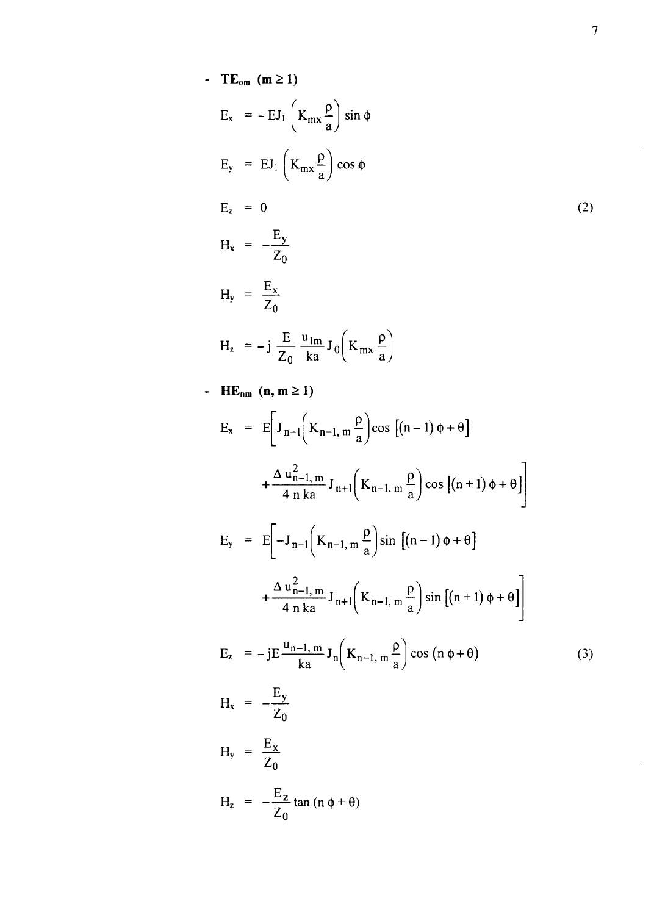- $\mathbf{TE_{om}}$ $(\mathbf{m \geq 1})$

$$
\begin{aligned}
E_x &= -EJ_1\left(K_{mx}\frac{\rho}{a}\right)\sin\phi \\
E_y &= EJ_1\left(K_{mx}\frac{\rho}{a}\right)\cos\phi \\
E_z &= 0 \\
H_x &= -\frac{E_y}{Z_0} \\
H_y &= \frac{E_x}{Z_0} \\
H_z &= -j\frac{E}{Z_0}\frac{u_{1m}}{ka}J_0\left(K_{mx}\frac{\rho}{a}\right)
\end{aligned}
\tag{2}
$$

- $\mathbf{HE_{nm}}$ $(\mathbf{n, m \geq 1})$

$$
\begin{aligned}
E_x &= E\Bigg[J_{n-1}\left(K_{n-1,m}\frac{\rho}{a}\right)\cos\left[(n-1)\phi+\theta\right] \\
&\quad + \frac{\Delta u_{n-1,m}^2}{4\,n\,ka}J_{n+1}\left(K_{n-1,m}\frac{\rho}{a}\right)\cos\left[(n+1)\phi+\theta\right]\Bigg] \\
E_y &= E\Bigg[-J_{n-1}\left(K_{n-1,m}\frac{\rho}{a}\right)\sin\left[(n-1)\phi+\theta\right] \\
&\quad + \frac{\Delta u_{n-1,m}^2}{4\,n\,ka}J_{n+1}\left(K_{n-1,m}\frac{\rho}{a}\right)\sin\left[(n+1)\phi+\theta\right]\Bigg] \\
E_z &= -jE\frac{u_{n-1,m}}{ka}J_n\left(K_{n-1,m}\frac{\rho}{a}\right)\cos\left(n\phi+\theta\right) \\
H_x &= -\frac{E_y}{Z_0} \\
H_y &= \frac{E_x}{Z_0} \\
H_z &= -\frac{E_z}{Z_0}\tan\left(n\phi+\theta\right)
\end{aligned}
\tag{3}
$$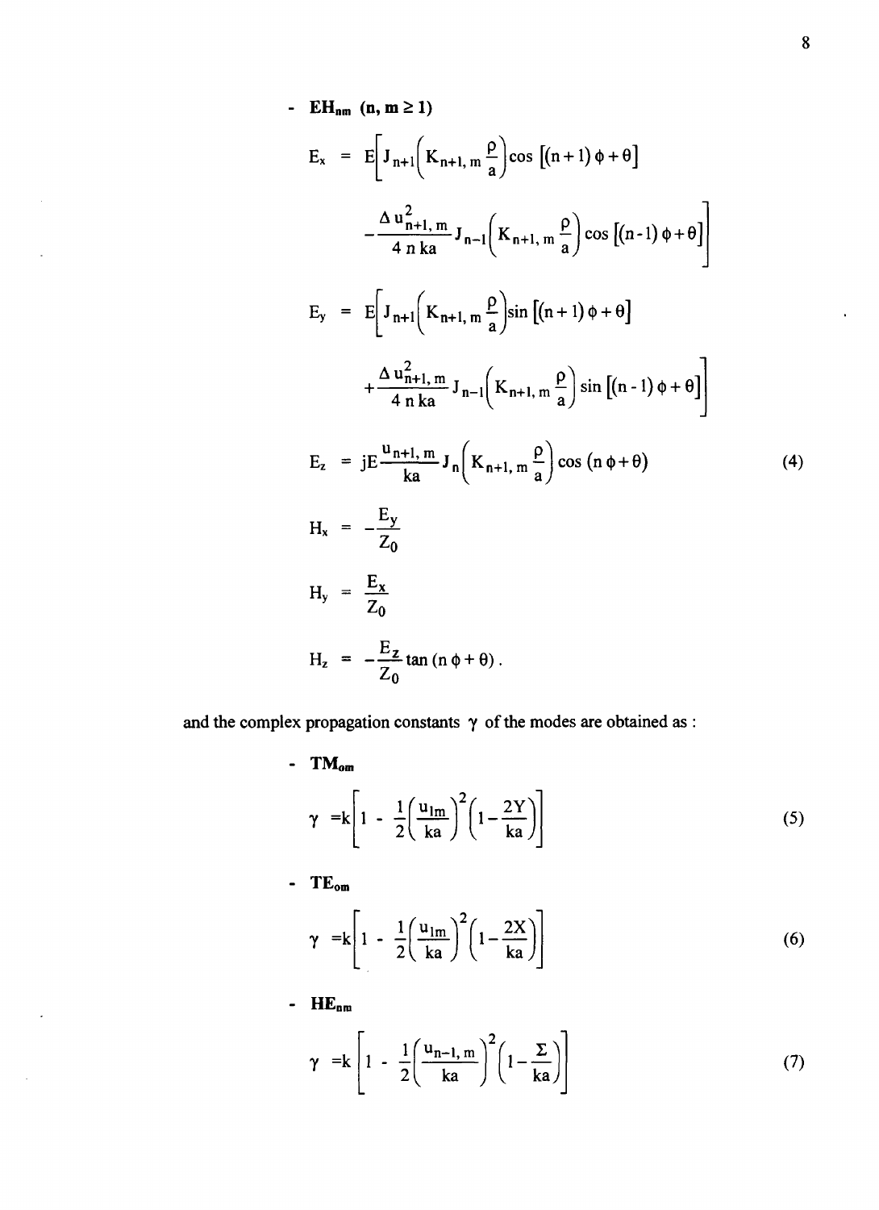- $\mathbf{EH_{nm}}$ **(n, m ≥ 1)**

$$
\begin{aligned}
E_x &= E\left[J_{n+1}\left(K_{n+1,m}\frac{\rho}{a}\right)\cos\left[(n+1)\phi+\theta\right]\right. \\
&\qquad \left. - \frac{\Delta u_{n+1,m}^2}{4\,n\,ka} J_{n-1}\left(K_{n+1,m}\frac{\rho}{a}\right)\cos\left[(n-1)\phi+\theta\right]\right] \\
E_y &= E\left[J_{n+1}\left(K_{n+1,m}\frac{\rho}{a}\right)\sin\left[(n+1)\phi+\theta\right]\right. \\
&\qquad \left. + \frac{\Delta u_{n+1,m}^2}{4\,n\,ka} J_{n-1}\left(K_{n+1,m}\frac{\rho}{a}\right)\sin\left[(n-1)\phi+\theta\right]\right] \\
E_z &= jE\frac{u_{n+1,m}}{ka} J_n\left(K_{n+1,m}\frac{\rho}{a}\right)\cos\left(n\,\phi+\theta\right) \\
H_x &= -\frac{E_y}{Z_0} \\
H_y &= \frac{E_x}{Z_0} \\
H_z &= -\frac{E_z}{Z_0}\tan\left(n\,\phi+\theta\right).
\end{aligned}
\tag{4}
$$

and the complex propagation constants $\gamma$ of the modes are obtained as :

- $\mathbf{TM_{om}}$

$$
\gamma = k\left[1 - \frac{1}{2}\left(\frac{u_{1m}}{ka}\right)^2\left(1-\frac{2Y}{ka}\right)\right] \tag{5}
$$

- $\mathbf{TE_{om}}$

$$
\gamma = k\left[1 - \frac{1}{2}\left(\frac{u_{1m}}{ka}\right)^2\left(1-\frac{2X}{ka}\right)\right] \tag{6}
$$

- $\mathbf{HE_{nm}}$

$$
\gamma = k\left[1 - \frac{1}{2}\left(\frac{u_{n-1,m}}{ka}\right)^2\left(1-\frac{\Sigma}{ka}\right)\right] \tag{7}
$$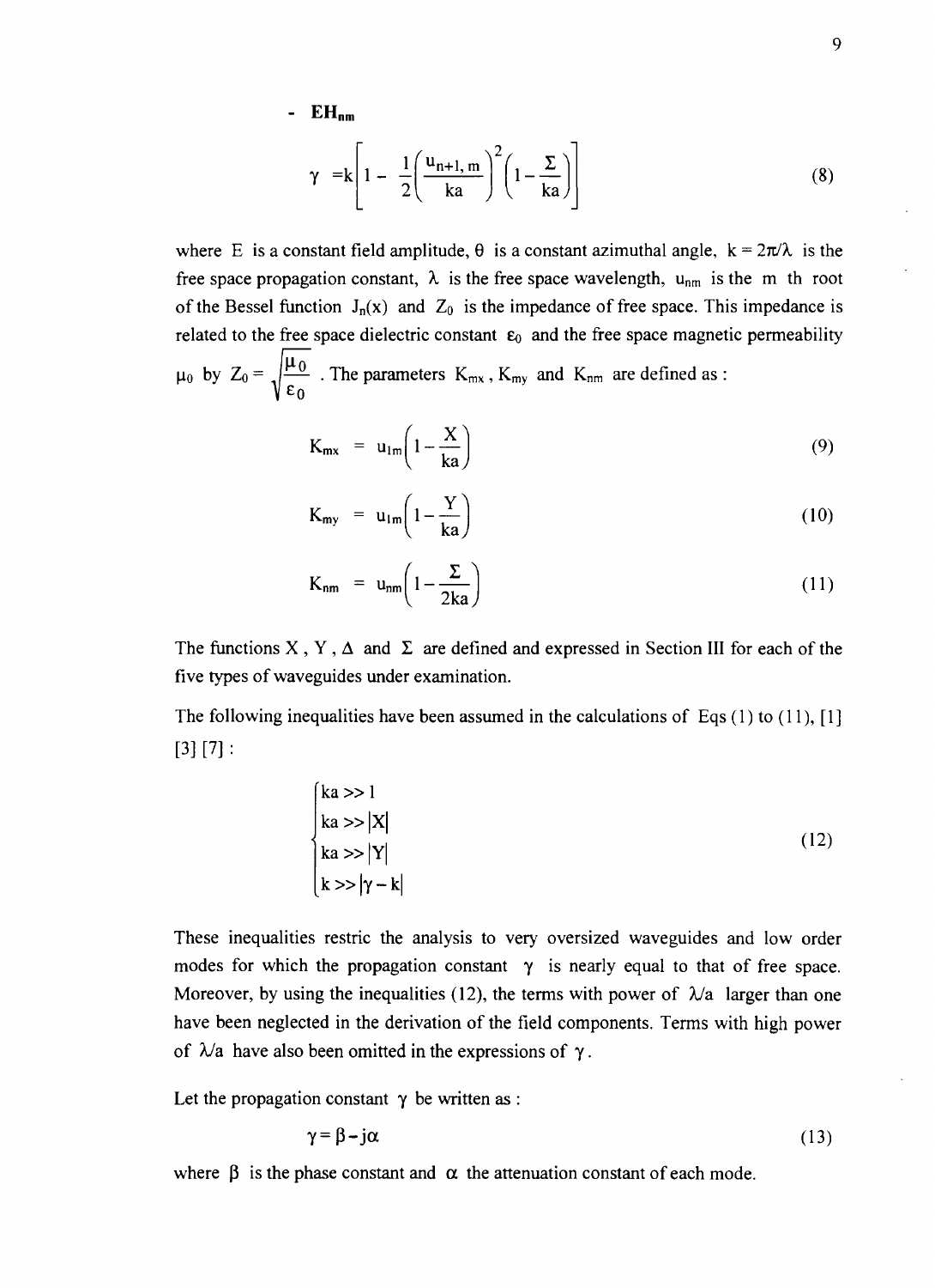- $\mathbf{EH_{nm}}$

$$\gamma = k\left[1 - \frac{1}{2}\left(\frac{u_{n+1,m}}{ka}\right)^2\left(1 - \frac{\Sigma}{ka}\right)\right] \tag{8}$$

where $E$ is a constant field amplitude, $\theta$ is a constant azimuthal angle, $k = 2\pi/\lambda$ is the free space propagation constant, $\lambda$ is the free space wavelength, $u_{nm}$ is the m th root of the Bessel function $J_n(x)$ and $Z_0$ is the impedance of free space. This impedance is related to the free space dielectric constant $\varepsilon_0$ and the free space magnetic permeability $\mu_0$ by $Z_0 = \sqrt{\frac{\mu_0}{\varepsilon_0}}$ . The parameters $K_{mx}$ , $K_{my}$ and $K_{nm}$ are defined as :

$$K_{mx} = u_{1m}\left(1 - \frac{X}{ka}\right) \tag{9}$$

$$K_{my} = u_{1m}\left(1 - \frac{Y}{ka}\right) \tag{10}$$

$$K_{nm} = u_{nm}\left(1 - \frac{\Sigma}{2ka}\right) \tag{11}$$

The functions $X$ , $Y$ , $\Delta$ and $\Sigma$ are defined and expressed in Section III for each of the five types of waveguides under examination.

The following inequalities have been assumed in the calculations of Eqs (1) to (11), [1] [3] [7] :

$$\begin{cases} ka >> 1 \\ ka >> |X| \\ ka >> |Y| \\ k >> |\gamma - k| \end{cases} \tag{12}$$

These inequalities restric the analysis to very oversized waveguides and low order modes for which the propagation constant $\gamma$ is nearly equal to that of free space. Moreover, by using the inequalities (12), the terms with power of $\lambda/a$ larger than one have been neglected in the derivation of the field components. Terms with high power of $\lambda/a$ have also been omitted in the expressions of $\gamma$ .

Let the propagation constant $\gamma$ be written as :

$$\gamma = \beta - j\alpha \tag{13}$$

where $\beta$ is the phase constant and $\alpha$ the attenuation constant of each mode.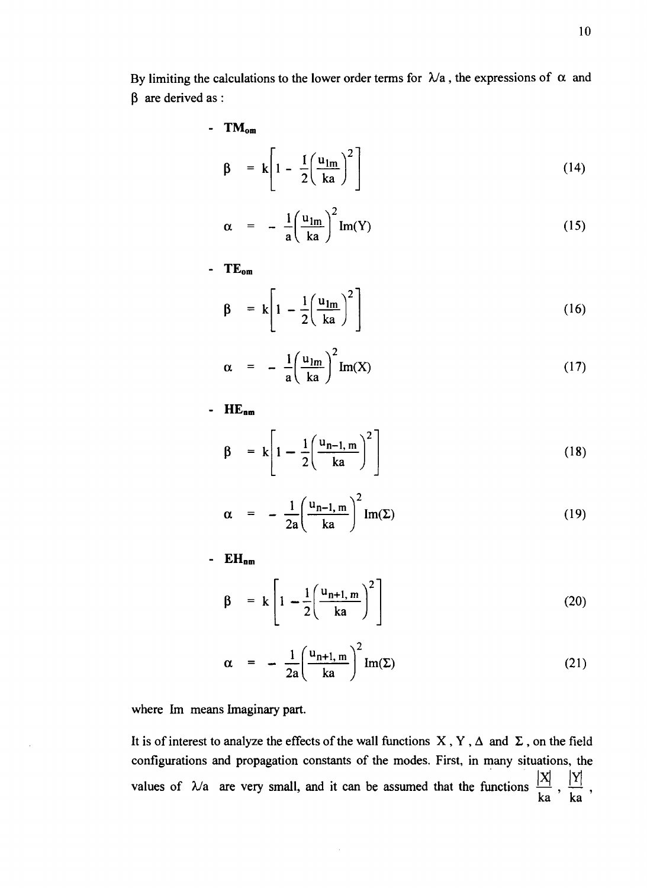By limiting the calculations to the lower order terms for $\lambda/a$, the expressions of $\alpha$ and $\beta$ are derived as :

- $\mathbf{TM_{om}}$

$$\beta = k\left[1 - \frac{1}{2}\left(\frac{u_{1m}}{ka}\right)^2\right] \tag{14}$$

$$\alpha = -\frac{1}{a}\left(\frac{u_{1m}}{ka}\right)^2 \mathrm{Im}(Y) \tag{15}$$

- $\mathbf{TE_{om}}$

$$\beta = k\left[1 - \frac{1}{2}\left(\frac{u_{1m}}{ka}\right)^2\right] \tag{16}$$

$$\alpha = -\frac{1}{a}\left(\frac{u_{1m}}{ka}\right)^2 \mathrm{Im}(X) \tag{17}$$

- $\mathbf{HE_{nm}}$

$$\beta = k\left[1 - \frac{1}{2}\left(\frac{u_{n-1,\,m}}{ka}\right)^2\right] \tag{18}$$

$$\alpha = -\frac{1}{2a}\left(\frac{u_{n-1,\,m}}{ka}\right)^2 \mathrm{Im}(\Sigma) \tag{19}$$

- $\mathbf{EH_{nm}}$

$$\beta = k\left[1 - \frac{1}{2}\left(\frac{u_{n+1,\,m}}{ka}\right)^2\right] \tag{20}$$

$$\alpha = -\frac{1}{2a}\left(\frac{u_{n+1,\,m}}{ka}\right)^2 \mathrm{Im}(\Sigma) \tag{21}$$

where Im means Imaginary part.

It is of interest to analyze the effects of the wall functions $X$, $Y$, $\Delta$ and $\Sigma$, on the field configurations and propagation constants of the modes. First, in many situations, the values of $\lambda/a$ are very small, and it can be assumed that the functions $\frac{|X|}{ka}$, $\frac{|Y|}{ka}$,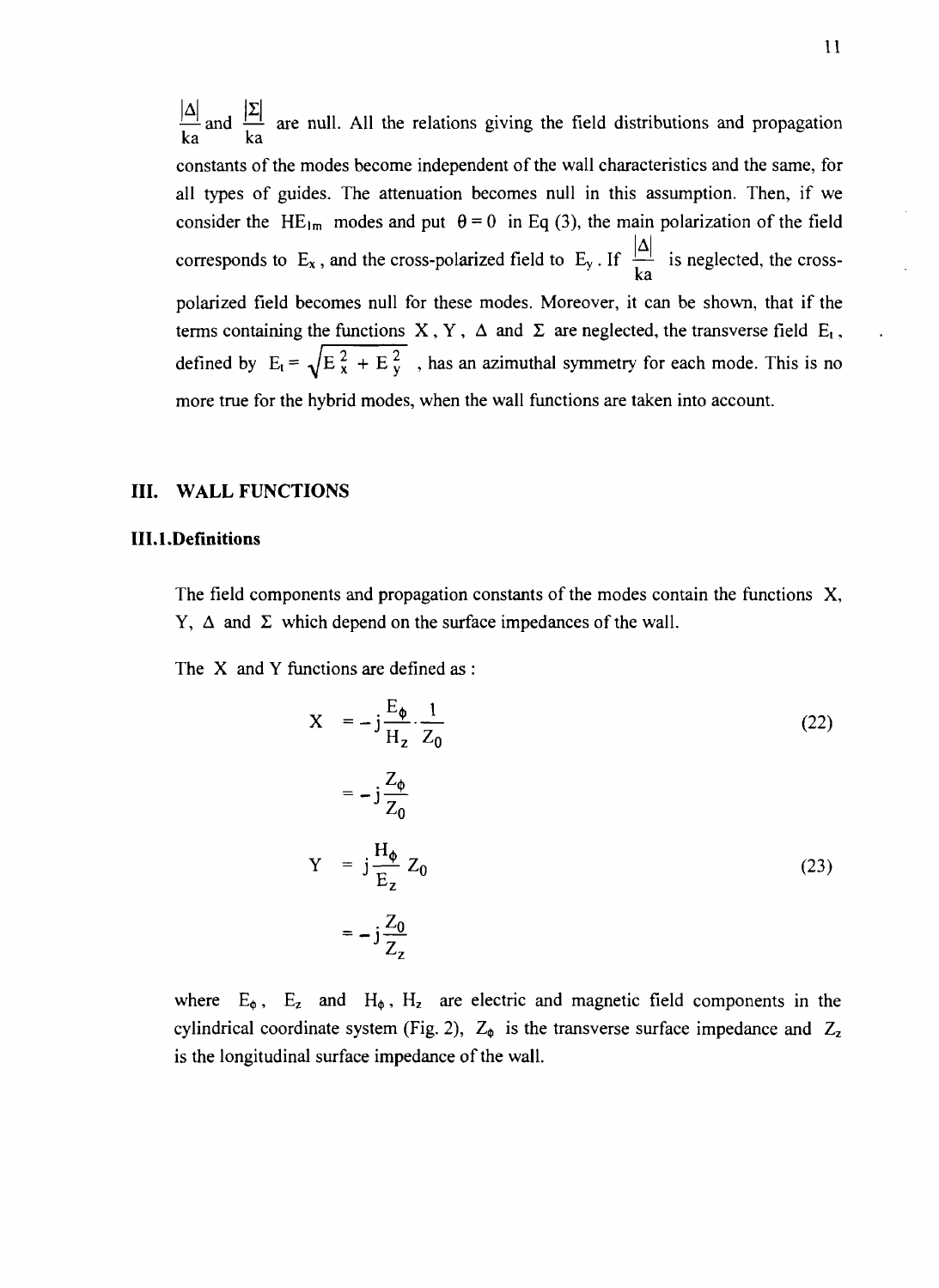$\frac{|\Delta|}{ka}$ and $\frac{|\Sigma|}{ka}$ are null. All the relations giving the field distributions and propagation constants of the modes become independent of the wall characteristics and the same, for all types of guides. The attenuation becomes null in this assumption. Then, if we consider the $HE_{1m}$ modes and put $\theta = 0$ in Eq (3), the main polarization of the field corresponds to $E_x$, and the cross-polarized field to $E_y$. If $\frac{|\Delta|}{ka}$ is neglected, the cross-polarized field becomes null for these modes. Moreover, it can be shown, that if the terms containing the functions $X$, $Y$, $\Delta$ and $\Sigma$ are neglected, the transverse field $E_t$, defined by $E_t = \sqrt{E_x^2 + E_y^2}$, has an azimuthal symmetry for each mode. This is no more true for the hybrid modes, when the wall functions are taken into account.

## III. WALL FUNCTIONS

### III.1. Definitions

The field components and propagation constants of the modes contain the functions X, Y, $\Delta$ and $\Sigma$ which depend on the surface impedances of the wall.

The X and Y functions are defined as :

$$X = -j\frac{E_\phi}{H_z}\cdot\frac{1}{Z_0} \tag{22}$$

$$= -j\frac{Z_\phi}{Z_0}$$

$$Y = j\frac{H_\phi}{E_z}Z_0 \tag{23}$$

$$= -j\frac{Z_0}{Z_z}$$

where $E_\phi$, $E_z$ and $H_\phi$, $H_z$ are electric and magnetic field components in the cylindrical coordinate system (Fig. 2), $Z_\phi$ is the transverse surface impedance and $Z_z$ is the longitudinal surface impedance of the wall.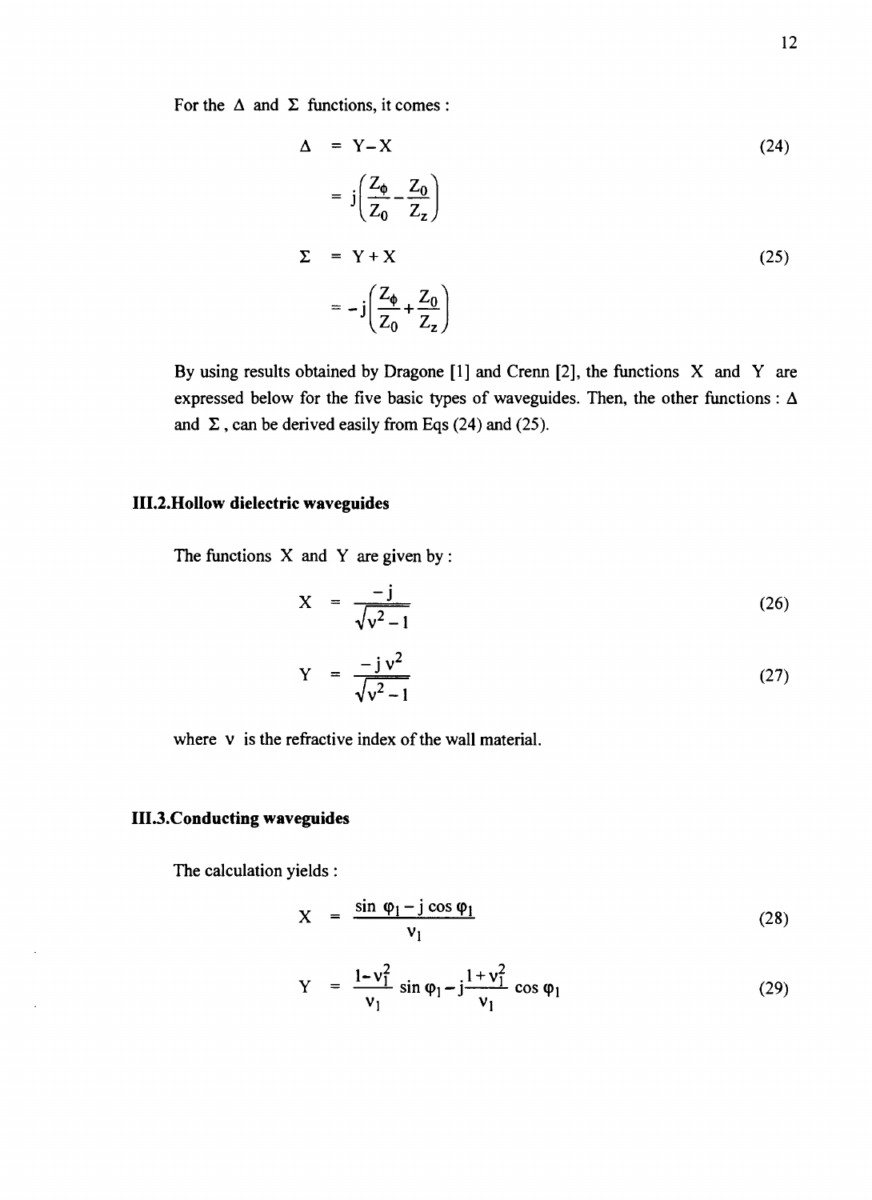For the $\Delta$ and $\Sigma$ functions, it comes :

$$\Delta = Y - X \tag{24}$$

$$= j\left(\frac{Z_\phi}{Z_0} - \frac{Z_0}{Z_z}\right)$$

$$\Sigma = Y + X \tag{25}$$

$$= -j\left(\frac{Z_\phi}{Z_0} + \frac{Z_0}{Z_z}\right)$$

By using results obtained by Dragone [1] and Crenn [2], the functions $X$ and $Y$ are expressed below for the five basic types of waveguides. Then, the other functions : $\Delta$ and $\Sigma$, can be derived easily from Eqs (24) and (25).

## III.2.Hollow dielectric waveguides

The functions $X$ and $Y$ are given by :

$$X = \frac{-j}{\sqrt{v^2 - 1}} \tag{26}$$

$$Y = \frac{-j\,v^2}{\sqrt{v^2 - 1}} \tag{27}$$

where $v$ is the refractive index of the wall material.

## III.3.Conducting waveguides

The calculation yields :

$$X = \frac{\sin\varphi_1 - j\cos\varphi_1}{v_1} \tag{28}$$

$$Y = \frac{1 - v_1^2}{v_1}\sin\varphi_1 - j\frac{1 + v_1^2}{v_1}\cos\varphi_1 \tag{29}$$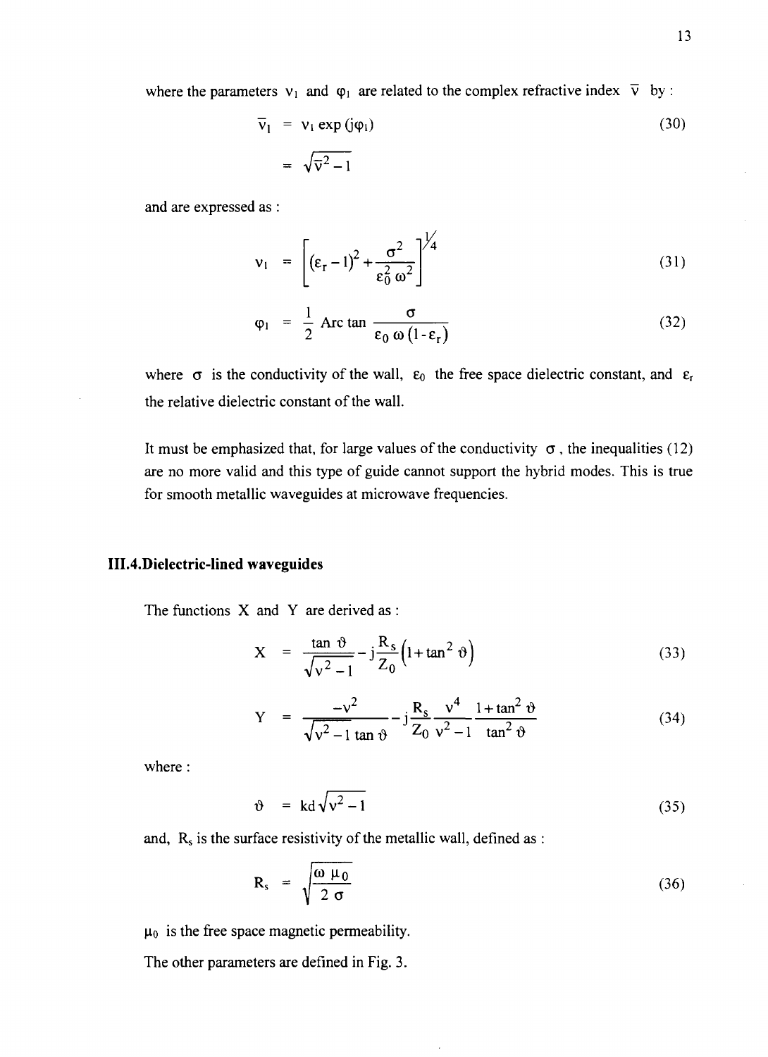where the parameters $\nu_l$ and $\varphi_l$ are related to the complex refractive index $\bar{\nu}$ by :

$$\bar{\nu}_l = \nu_l \exp(j\varphi_l) \tag{30}$$

$$= \sqrt{\bar{\nu}^2 - 1}$$

and are expressed as :

$$\nu_l = \left[ (\varepsilon_r - 1)^2 + \frac{\sigma^2}{\varepsilon_0^2 \, \omega^2} \right]^{1/4} \tag{31}$$

$$\varphi_l = \frac{1}{2} \, \text{Arc tan} \, \frac{\sigma}{\varepsilon_0 \, \omega \, (1 - \varepsilon_r)} \tag{32}$$

where $\sigma$ is the conductivity of the wall, $\varepsilon_0$ the free space dielectric constant, and $\varepsilon_r$ the relative dielectric constant of the wall.

It must be emphasized that, for large values of the conductivity $\sigma$ , the inequalities (12) are no more valid and this type of guide cannot support the hybrid modes. This is true for smooth metallic waveguides at microwave frequencies.

## III.4.Dielectric-lined waveguides

The functions X and Y are derived as :

$$X = \frac{\tan \vartheta}{\sqrt{\nu^2 - 1}} - j \frac{R_s}{Z_0} \left( 1 + \tan^2 \vartheta \right) \tag{33}$$

$$Y = \frac{-\nu^2}{\sqrt{\nu^2 - 1} \, \tan \vartheta} - j \frac{R_s}{Z_0} \frac{\nu^4}{\nu^2 - 1} \frac{1 + \tan^2 \vartheta}{\tan^2 \vartheta} \tag{34}$$

where :

$$\vartheta = kd\sqrt{\nu^2 - 1} \tag{35}$$

and, $R_s$ is the surface resistivity of the metallic wall, defined as :

$$R_s = \sqrt{\frac{\omega \, \mu_0}{2 \, \sigma}} \tag{36}$$

$\mu_0$ is the free space magnetic permeability.

The other parameters are defined in Fig. 3.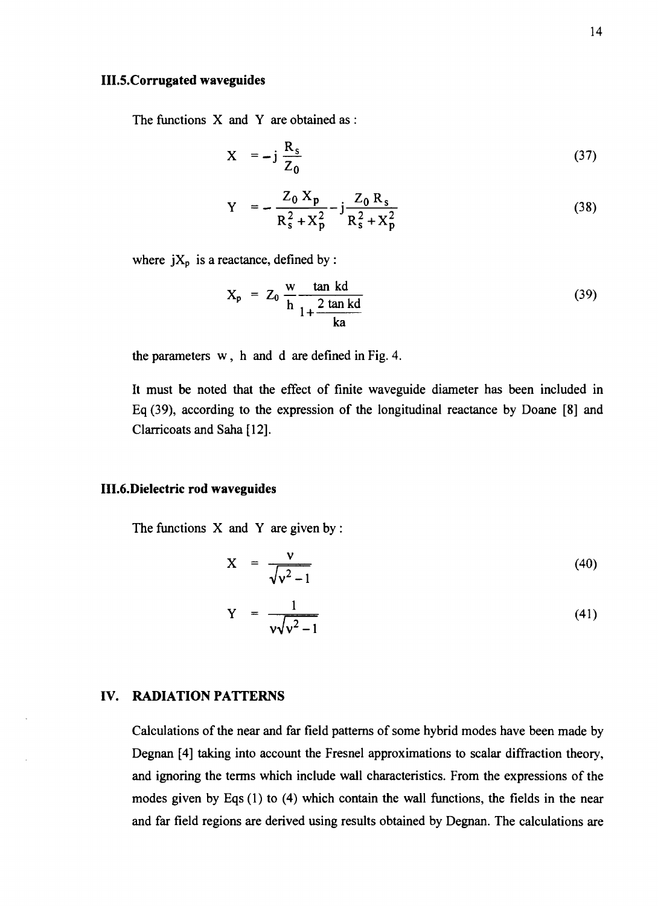### III.5.Corrugated waveguides

The functions X and Y are obtained as :

$$X = -j\,\frac{R_s}{Z_0} \tag{37}$$

$$Y = -\frac{Z_0\,X_p}{R_s^2 + X_p^2} - j\frac{Z_0\,R_s}{R_s^2 + X_p^2} \tag{38}$$

where $jX_p$ is a reactance, defined by :

$$X_p = Z_0\,\frac{w}{h}\,\frac{\tan kd}{1 + \dfrac{2\tan kd}{ka}} \tag{39}$$

the parameters w , h and d are defined in Fig. 4.

It must be noted that the effect of finite waveguide diameter has been included in Eq (39), according to the expression of the longitudinal reactance by Doane [8] and Clarricoats and Saha [12].

### III.6.Dielectric rod waveguides

The functions X and Y are given by :

$$X = \frac{v}{\sqrt{v^2 - 1}} \tag{40}$$

$$Y = \frac{1}{v\sqrt{v^2 - 1}} \tag{41}$$

## IV. RADIATION PATTERNS

Calculations of the near and far field patterns of some hybrid modes have been made by Degnan [4] taking into account the Fresnel approximations to scalar diffraction theory, and ignoring the terms which include wall characteristics. From the expressions of the modes given by Eqs (1) to (4) which contain the wall functions, the fields in the near and far field regions are derived using results obtained by Degnan. The calculations are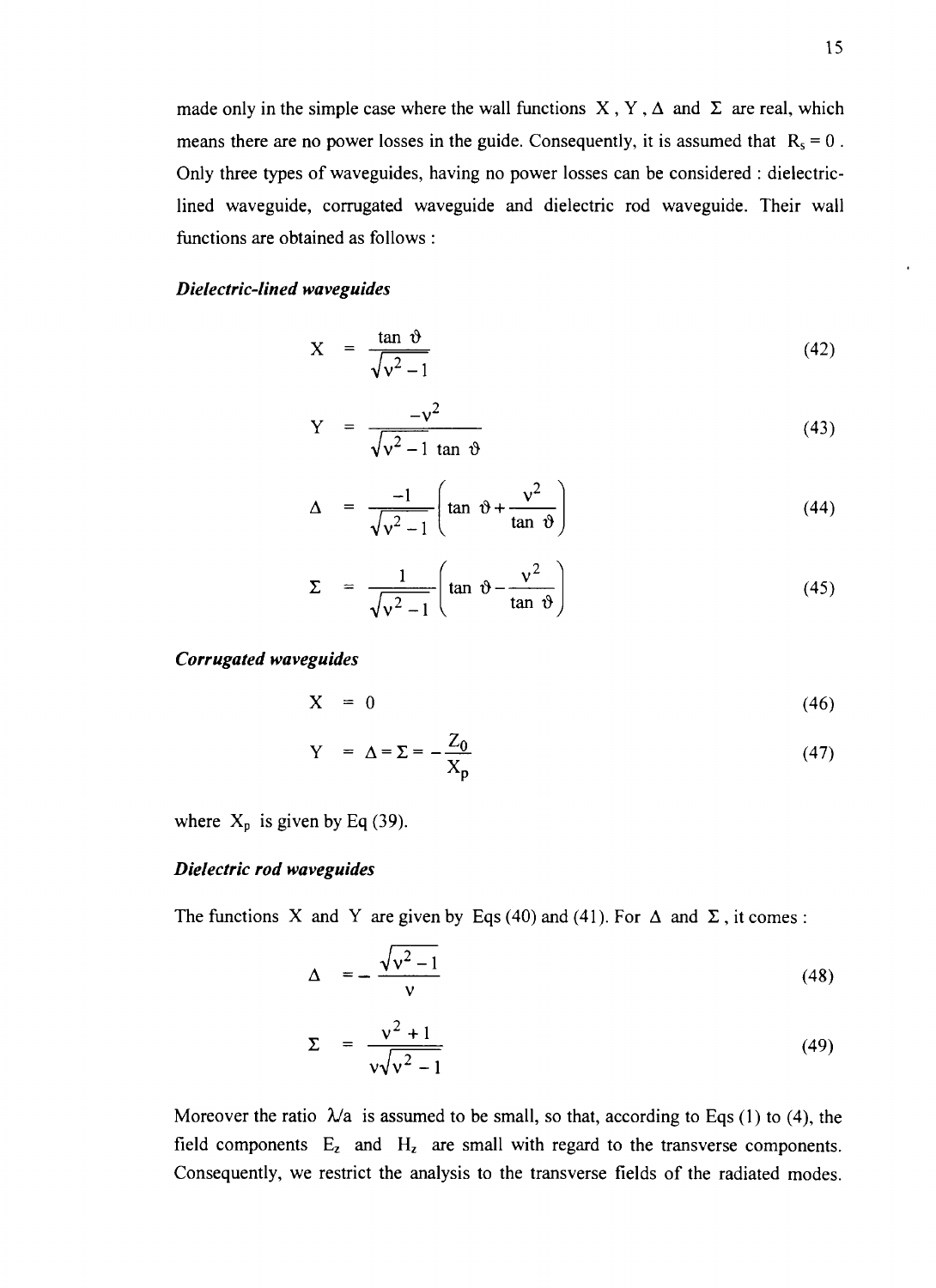made only in the simple case where the wall functions $X$, $Y$, $\Delta$ and $\Sigma$ are real, which means there are no power losses in the guide. Consequently, it is assumed that $R_s = 0$. Only three types of waveguides, having no power losses can be considered : dielectric-lined waveguide, corrugated waveguide and dielectric rod waveguide. Their wall functions are obtained as follows :

***Dielectric-lined waveguides***

$$X = \frac{\tan \vartheta}{\sqrt{v^2 - 1}} \tag{42}$$

$$Y = \frac{-v^2}{\sqrt{v^2 - 1}\,\tan \vartheta} \tag{43}$$

$$\Delta = \frac{-1}{\sqrt{v^2 - 1}}\left(\tan \vartheta + \frac{v^2}{\tan \vartheta}\right) \tag{44}$$

$$\Sigma = \frac{1}{\sqrt{v^2 - 1}}\left(\tan \vartheta - \frac{v^2}{\tan \vartheta}\right) \tag{45}$$

***Corrugated waveguides***

$$X = 0 \tag{46}$$

$$Y = \Delta = \Sigma = -\frac{Z_0}{X_p} \tag{47}$$

where $X_p$ is given by Eq (39).

***Dielectric rod waveguides***

The functions $X$ and $Y$ are given by Eqs (40) and (41). For $\Delta$ and $\Sigma$, it comes :

$$\Delta = -\frac{\sqrt{v^2 - 1}}{v} \tag{48}$$

$$\Sigma = \frac{v^2 + 1}{v\sqrt{v^2 - 1}} \tag{49}$$

Moreover the ratio $\lambda/a$ is assumed to be small, so that, according to Eqs (1) to (4), the field components $E_z$ and $H_z$ are small with regard to the transverse components. Consequently, we restrict the analysis to the transverse fields of the radiated modes.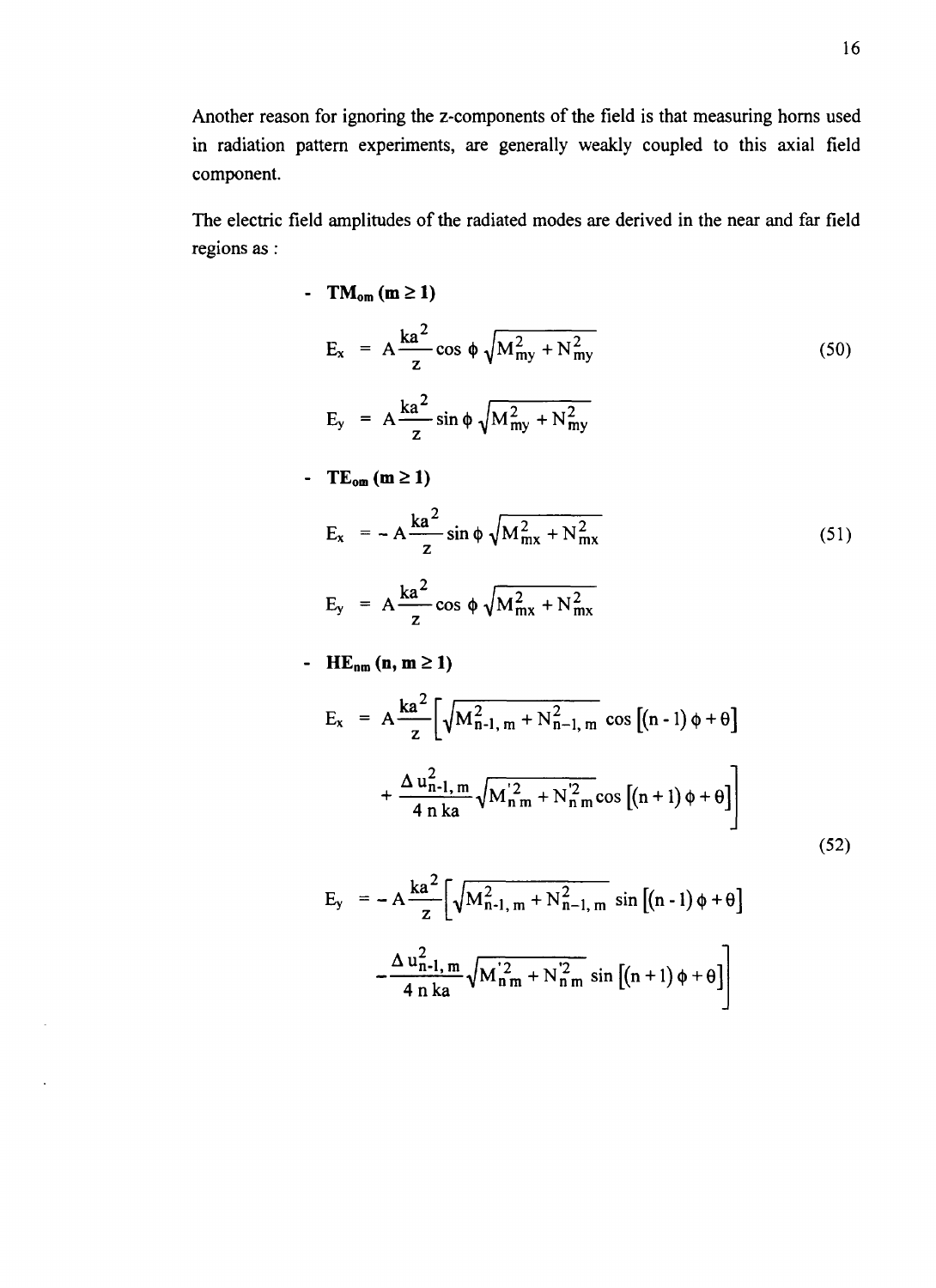Another reason for ignoring the z-components of the field is that measuring horns used in radiation pattern experiments, are generally weakly coupled to this axial field component.

The electric field amplitudes of the radiated modes are derived in the near and far field regions as :

- **$TM_{om}$ (m ≥ 1)**

$$E_x = A\frac{ka^2}{z}\cos\phi\sqrt{M_{my}^2 + N_{my}^2} \tag{50}$$

$$E_y = A\frac{ka^2}{z}\sin\phi\sqrt{M_{my}^2 + N_{my}^2}$$

- **$TE_{om}$ (m ≥ 1)**

$$E_x = -A\frac{ka^2}{z}\sin\phi\sqrt{M_{mx}^2 + N_{mx}^2} \tag{51}$$

$$E_y = A\frac{ka^2}{z}\cos\phi\sqrt{M_{mx}^2 + N_{mx}^2}$$

- **$HE_{nm}$ (n, m ≥ 1)**

$$E_x = A\frac{ka^2}{z}\left[\sqrt{M_{n-1,m}^2 + N_{n-1,m}^2}\cos\left[(n-1)\phi + \theta\right] + \frac{\Delta u_{n-1,m}^2}{4\,n\,ka}\sqrt{M_{nm}'^2 + N_{nm}'^2}\cos\left[(n+1)\phi + \theta\right]\right] \tag{52}$$

$$E_y = -A\frac{ka^2}{z}\left[\sqrt{M_{n-1,m}^2 + N_{n-1,m}^2}\sin\left[(n-1)\phi + \theta\right] - \frac{\Delta u_{n-1,m}^2}{4\,n\,ka}\sqrt{M_{nm}'^2 + N_{nm}'^2}\sin\left[(n+1)\phi + \theta\right]\right]$$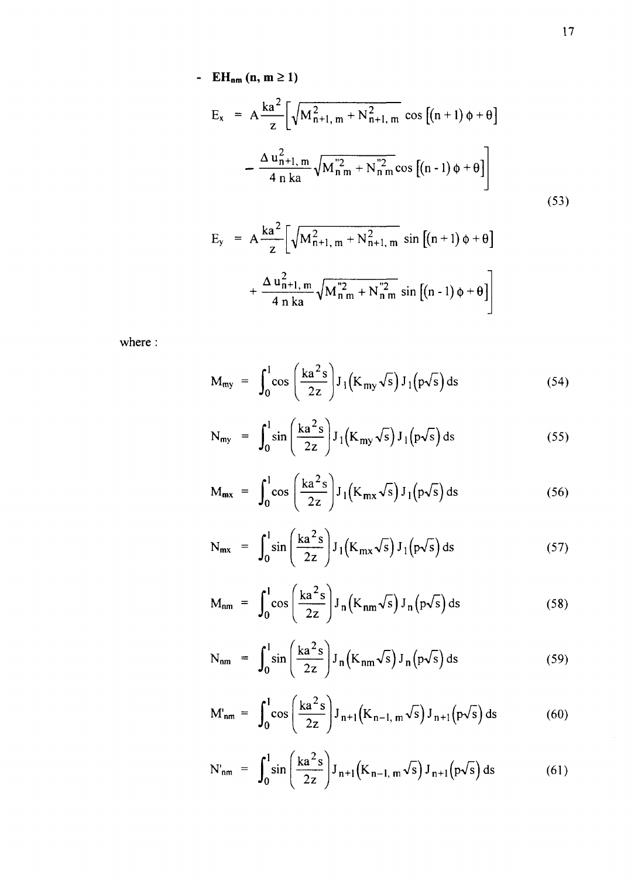- **$EH_{nm}$ (n, m ≥ 1)**

$$E_x = A\frac{ka^2}{z}\left[\sqrt{M_{n+1,\,m}^2 + N_{n+1,\,m}^2}\,\cos\left[(n+1)\phi + \theta\right] - \frac{\Delta\, u_{n+1,\,m}^2}{4\,n\,ka}\sqrt{M_{n\,m}^{"2} + N_{n\,m}^{"2}}\cos\left[(n-1)\phi + \theta\right]\right] \tag{53}$$

$$E_y = A\frac{ka^2}{z}\left[\sqrt{M_{n+1,\,m}^2 + N_{n+1,\,m}^2}\,\sin\left[(n+1)\phi + \theta\right] + \frac{\Delta\, u_{n+1,\,m}^2}{4\,n\,ka}\sqrt{M_{n\,m}^{"2} + N_{n\,m}^{"2}}\,\sin\left[(n-1)\phi + \theta\right]\right]$$

where :

$$M_{my} = \int_0^1 \cos\left(\frac{ka^2 s}{2z}\right) J_1\left(K_{my}\sqrt{s}\right) J_1\left(p\sqrt{s}\right) ds \tag{54}$$

$$N_{my} = \int_0^1 \sin\left(\frac{ka^2 s}{2z}\right) J_1\left(K_{my}\sqrt{s}\right) J_1\left(p\sqrt{s}\right) ds \tag{55}$$

$$M_{mx} = \int_0^1 \cos\left(\frac{ka^2 s}{2z}\right) J_1\left(K_{mx}\sqrt{s}\right) J_1\left(p\sqrt{s}\right) ds \tag{56}$$

$$N_{mx} = \int_0^1 \sin\left(\frac{ka^2 s}{2z}\right) J_1\left(K_{mx}\sqrt{s}\right) J_1\left(p\sqrt{s}\right) ds \tag{57}$$

$$M_{nm} = \int_0^1 \cos\left(\frac{ka^2 s}{2z}\right) J_n\left(K_{nm}\sqrt{s}\right) J_n\left(p\sqrt{s}\right) ds \tag{58}$$

$$N_{nm} = \int_0^1 \sin\left(\frac{ka^2 s}{2z}\right) J_n\left(K_{nm}\sqrt{s}\right) J_n\left(p\sqrt{s}\right) ds \tag{59}$$

$$M'_{nm} = \int_0^1 \cos\left(\frac{ka^2 s}{2z}\right) J_{n+1}\left(K_{n-1,\,m}\sqrt{s}\right) J_{n+1}\left(p\sqrt{s}\right) ds \tag{60}$$

$$N'_{nm} = \int_0^1 \sin\left(\frac{ka^2 s}{2z}\right) J_{n+1}\left(K_{n-1,\,m}\sqrt{s}\right) J_{n+1}\left(p\sqrt{s}\right) ds \tag{61}$$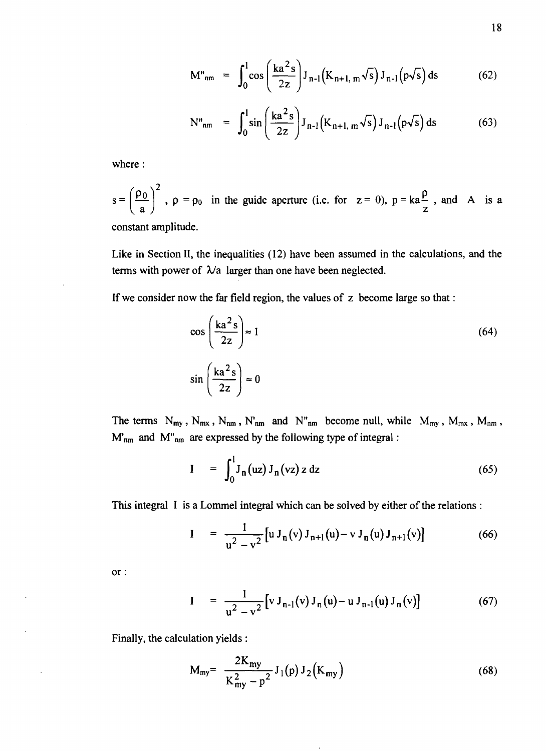$$M''_{nm} = \int_0^1 \cos\left(\frac{ka^2 s}{2z}\right) J_{n-1}\left(K_{n+1,\,m}\sqrt{s}\right) J_{n-1}\left(p\sqrt{s}\right) ds \tag{62}$$

$$N''_{nm} = \int_0^1 \sin\left(\frac{ka^2 s}{2z}\right) J_{n-1}\left(K_{n+1,\,m}\sqrt{s}\right) J_{n-1}\left(p\sqrt{s}\right) ds \tag{63}$$

where :

$s = \left(\frac{\rho_0}{a}\right)^2$ , $\rho = \rho_0$ in the guide aperture (i.e. for $z = 0$), $p = ka\frac{\rho}{z}$ , and $A$ is a constant amplitude.

Like in Section II, the inequalities (12) have been assumed in the calculations, and the terms with power of $\lambda/a$ larger than one have been neglected.

If we consider now the far field region, the values of $z$ become large so that :

$$\cos\left(\frac{ka^2 s}{2z}\right) \approx 1 \tag{64}$$

$$\sin\left(\frac{ka^2 s}{2z}\right) \approx 0$$

The terms $N_{my}$ , $N_{mx}$ , $N_{nm}$ , $N'_{nm}$ and $N''_{nm}$ become null, while $M_{my}$ , $M_{mx}$ , $M_{nm}$ , $M'_{nm}$ and $M''_{nm}$ are expressed by the following type of integral :

$$I = \int_0^1 J_n(uz)\, J_n(vz)\, z\, dz \tag{65}$$

This integral $I$ is a Lommel integral which can be solved by either of the relations :

$$I = \frac{1}{u^2 - v^2}\left[u\, J_n(v)\, J_{n+1}(u) - v\, J_n(u)\, J_{n+1}(v)\right] \tag{66}$$

or :

$$I = \frac{1}{u^2 - v^2}\left[v\, J_{n-1}(v)\, J_n(u) - u\, J_{n-1}(u)\, J_n(v)\right] \tag{67}$$

Finally, the calculation yields :

$$M_{my} = \frac{2K_{my}}{K_{my}^2 - p^2} J_1(p)\, J_2\left(K_{my}\right) \tag{68}$$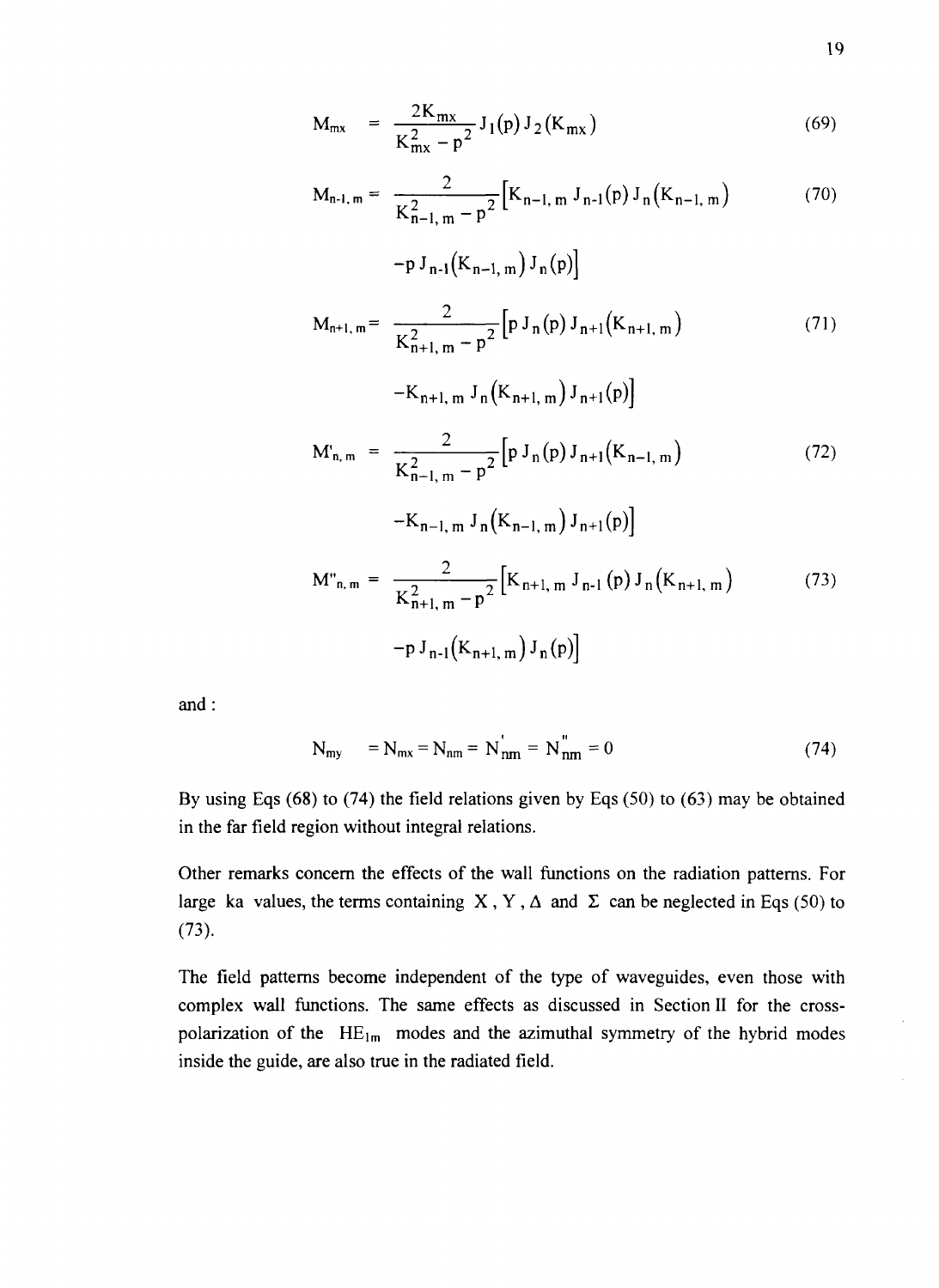$$M_{mx} = \frac{2K_{mx}}{K_{mx}^2 - p^2} J_1(p) J_2(K_{mx}) \tag{69}$$

$$M_{n-1,m} = \frac{2}{K_{n-1,m}^2 - p^2}\left[K_{n-1,m} J_{n-1}(p) J_n(K_{n-1,m}) - p J_{n-1}(K_{n-1,m}) J_n(p)\right] \tag{70}$$

$$M_{n+1,m} = \frac{2}{K_{n+1,m}^2 - p^2}\left[p J_n(p) J_{n+1}(K_{n+1,m}) - K_{n+1,m} J_n(K_{n+1,m}) J_{n+1}(p)\right] \tag{71}$$

$$M'_{n,m} = \frac{2}{K_{n-1,m}^2 - p^2}\left[p J_n(p) J_{n+1}(K_{n-1,m}) - K_{n-1,m} J_n(K_{n-1,m}) J_{n+1}(p)\right] \tag{72}$$

$$M''_{n,m} = \frac{2}{K_{n+1,m}^2 - p^2}\left[K_{n+1,m} J_{n-1}(p) J_n(K_{n+1,m}) - p J_{n-1}(K_{n+1,m}) J_n(p)\right] \tag{73}$$

and :

$$N_{my} = N_{mx} = N_{nm} = N'_{nm} = N''_{nm} = 0 \tag{74}$$

By using Eqs (68) to (74) the field relations given by Eqs (50) to (63) may be obtained in the far field region without integral relations.

Other remarks concern the effects of the wall functions on the radiation patterns. For large ka values, the terms containing $X$, $Y$, $\Delta$ and $\Sigma$ can be neglected in Eqs (50) to (73).

The field patterns become independent of the type of waveguides, even those with complex wall functions. The same effects as discussed in Section II for the cross-polarization of the $HE_{1m}$ modes and the azimuthal symmetry of the hybrid modes inside the guide, are also true in the radiated field.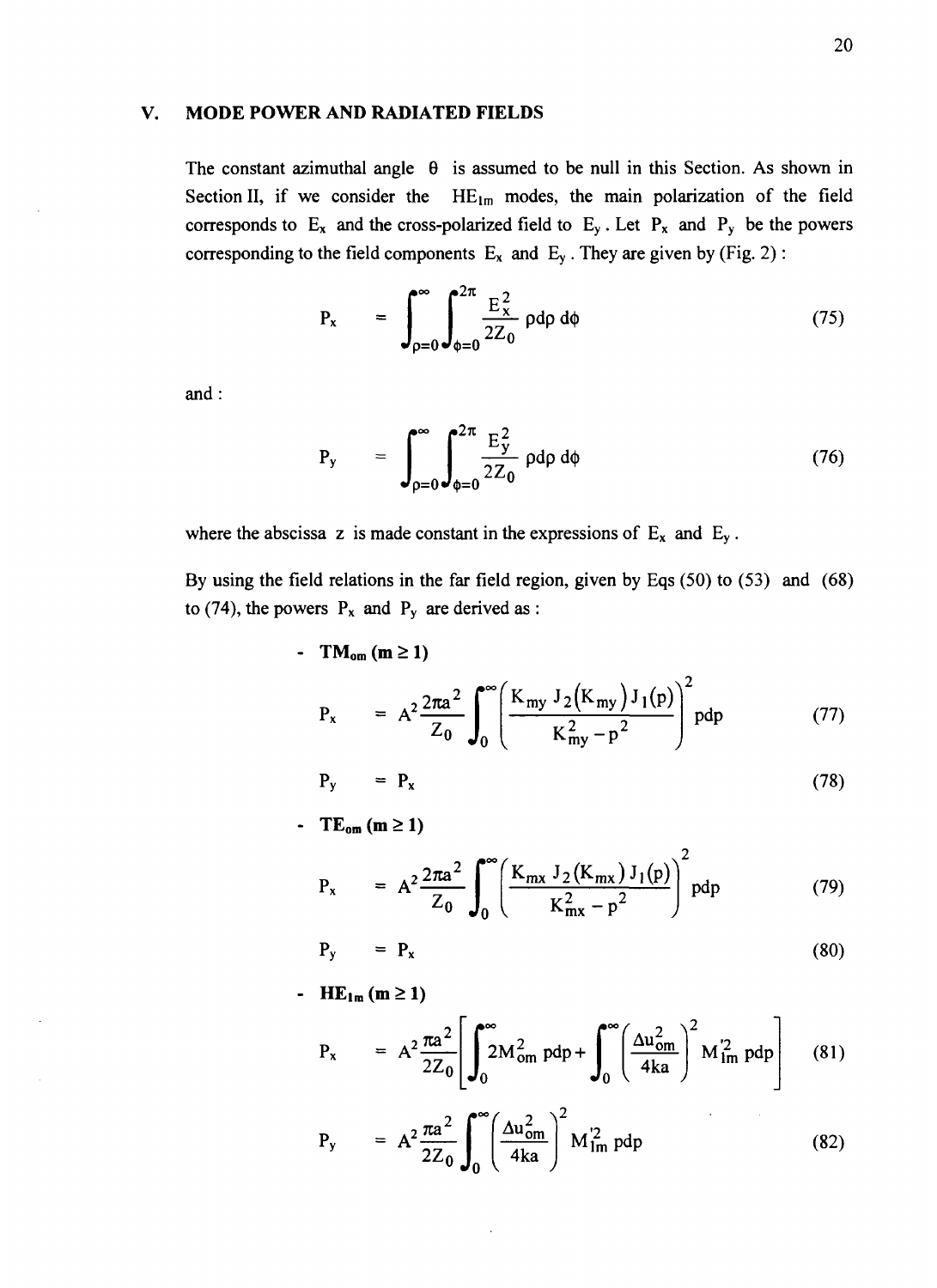## V. MODE POWER AND RADIATED FIELDS

The constant azimuthal angle $\theta$ is assumed to be null in this Section. As shown in Section II, if we consider the $HE_{1m}$ modes, the main polarization of the field corresponds to $E_x$ and the cross-polarized field to $E_y$. Let $P_x$ and $P_y$ be the powers corresponding to the field components $E_x$ and $E_y$. They are given by (Fig. 2) :

$$P_x = \int_{\rho=0}^{\infty}\int_{\phi=0}^{2\pi} \frac{E_x^2}{2Z_0}\,\rho d\rho\, d\phi \tag{75}$$

and :

$$P_y = \int_{\rho=0}^{\infty}\int_{\phi=0}^{2\pi} \frac{E_y^2}{2Z_0}\,\rho d\rho\, d\phi \tag{76}$$

where the abscissa z is made constant in the expressions of $E_x$ and $E_y$.

By using the field relations in the far field region, given by Eqs (50) to (53) and (68) to (74), the powers $P_x$ and $P_y$ are derived as :

- $\mathbf{TM_{om}}$ $\mathbf{(m \geq 1)}$

$$P_x = A^2\frac{2\pi a^2}{Z_0}\int_0^{\infty}\left(\frac{K_{my}\, J_2(K_{my})\, J_1(p)}{K_{my}^2 - p^2}\right)^2 p dp \tag{77}$$

$$P_y = P_x \tag{78}$$

- $\mathbf{TE_{om}}$ $\mathbf{(m \geq 1)}$

$$P_x = A^2\frac{2\pi a^2}{Z_0}\int_0^{\infty}\left(\frac{K_{mx}\, J_2(K_{mx})\, J_1(p)}{K_{mx}^2 - p^2}\right)^2 p dp \tag{79}$$

$$P_y = P_x \tag{80}$$

- $\mathbf{HE_{1m}}$ $\mathbf{(m \geq 1)}$

$$P_x = A^2\frac{\pi a^2}{2Z_0}\left[\int_0^{\infty} 2M_{om}^2\, p dp + \int_0^{\infty}\left(\frac{\Delta u_{om}^2}{4ka}\right)^2 M_{lm}'^2\, p dp\right] \tag{81}$$

$$P_y = A^2\frac{\pi a^2}{2Z_0}\int_0^{\infty}\left(\frac{\Delta u_{om}^2}{4ka}\right)^2 M_{lm}'^2\, p dp \tag{82}$$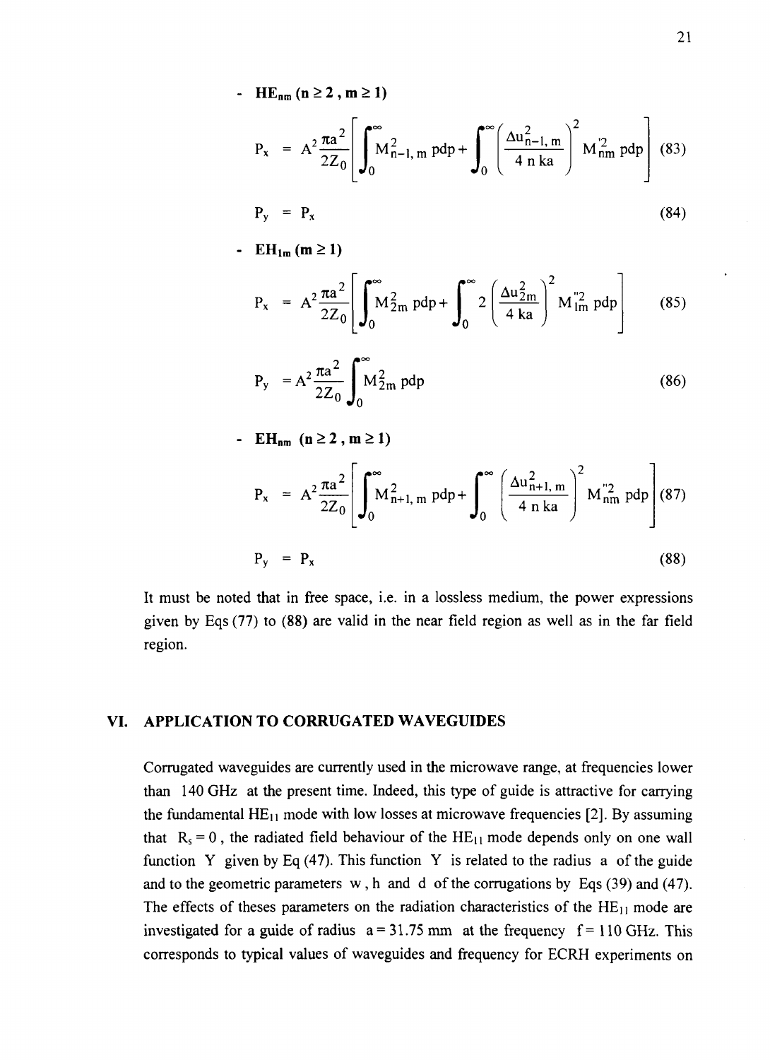- **$HE_{nm}$ ($n \geq 2$, $m \geq 1$)**

$$P_x = A^2 \frac{\pi a^2}{2Z_0} \left[ \int_0^{\infty} M_{n-1,m}^2 \, p dp + \int_0^{\infty} \left( \frac{\Delta u_{n-1,m}^2}{4\, n\, ka} \right)^2 M_{nm}^{'2} \, p dp \right] \quad (83)$$

$$P_y = P_x \quad (84)$$

- **$EH_{1m}$ ($m \geq 1$)**

$$P_x = A^2 \frac{\pi a^2}{2Z_0} \left[ \int_0^{\infty} M_{2m}^2 \, p dp + \int_0^{\infty} 2 \left( \frac{\Delta u_{2m}^2}{4\, ka} \right)^2 M_{1m}^{''2} \, p dp \right] \quad (85)$$

$$P_y = A^2 \frac{\pi a^2}{2Z_0} \int_0^{\infty} M_{2m}^2 \, p dp \quad (86)$$

- **$EH_{nm}$ ($n \geq 2$, $m \geq 1$)**

$$P_x = A^2 \frac{\pi a^2}{2Z_0} \left[ \int_0^{\infty} M_{n+1,m}^2 \, p dp + \int_0^{\infty} \left( \frac{\Delta u_{n+1,m}^2}{4\, n\, ka} \right)^2 M_{nm}^{''2} \, p dp \right] \quad (87)$$

$$P_y = P_x \quad (88)$$

It must be noted that in free space, i.e. in a lossless medium, the power expressions given by Eqs (77) to (88) are valid in the near field region as well as in the far field region.

## VI. APPLICATION TO CORRUGATED WAVEGUIDES

Corrugated waveguides are currently used in the microwave range, at frequencies lower than 140 GHz at the present time. Indeed, this type of guide is attractive for carrying the fundamental $HE_{11}$ mode with low losses at microwave frequencies [2]. By assuming that $R_s = 0$, the radiated field behaviour of the $HE_{11}$ mode depends only on one wall function $Y$ given by Eq (47). This function $Y$ is related to the radius $a$ of the guide and to the geometric parameters $w$, $h$ and $d$ of the corrugations by Eqs (39) and (47). The effects of theses parameters on the radiation characteristics of the $HE_{11}$ mode are investigated for a guide of radius $a = 31.75$ mm at the frequency $f = 110$ GHz. This corresponds to typical values of waveguides and frequency for ECRH experiments on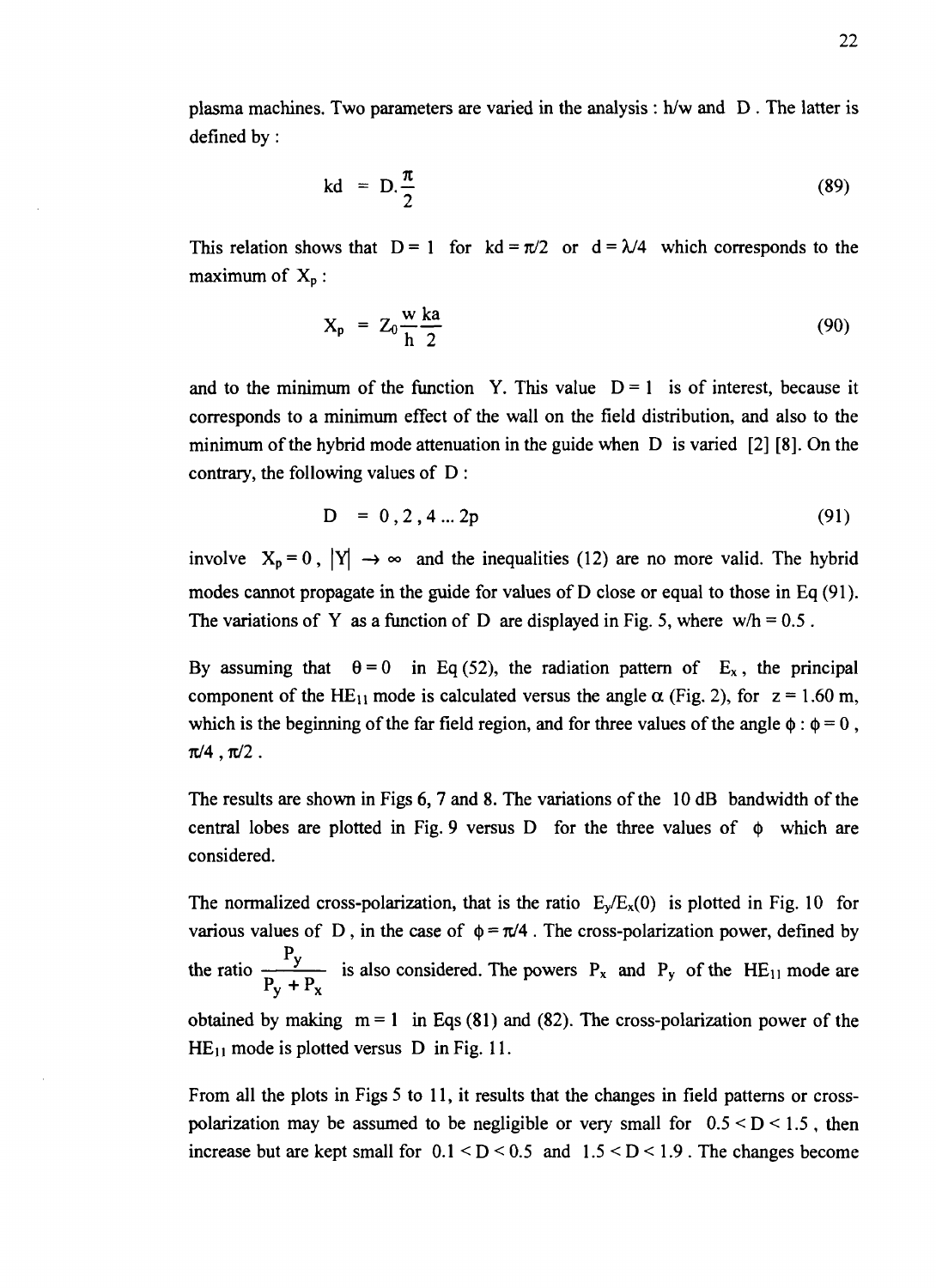plasma machines. Two parameters are varied in the analysis : h/w and D . The latter is defined by :

$$kd = D.\frac{\pi}{2} \tag{89}$$

This relation shows that D = 1 for $kd = \pi/2$ or $d = \lambda/4$ which corresponds to the maximum of $X_p$ :

$$X_p = Z_0 \frac{w}{h} \frac{ka}{2} \tag{90}$$

and to the minimum of the function Y. This value D = 1 is of interest, because it corresponds to a minimum effect of the wall on the field distribution, and also to the minimum of the hybrid mode attenuation in the guide when D is varied [2] [8]. On the contrary, the following values of D :

$$D = 0 , 2 , 4 ... 2p \tag{91}$$

involve $X_p = 0$ , $|Y| \to \infty$ and the inequalities (12) are no more valid. The hybrid modes cannot propagate in the guide for values of D close or equal to those in Eq (91). The variations of Y as a function of D are displayed in Fig. 5, where w/h = 0.5 .

By assuming that $\theta = 0$ in Eq (52), the radiation pattern of $E_x$ , the principal component of the $HE_{11}$ mode is calculated versus the angle $\alpha$ (Fig. 2), for z = 1.60 m, which is the beginning of the far field region, and for three values of the angle $\phi$ : $\phi = 0$ , $\pi/4$ , $\pi/2$ .

The results are shown in Figs 6, 7 and 8. The variations of the 10 dB bandwidth of the central lobes are plotted in Fig. 9 versus D for the three values of $\phi$ which are considered.

The normalized cross-polarization, that is the ratio $E_y/E_x(0)$ is plotted in Fig. 10 for various values of D , in the case of $\phi = \pi/4$ . The cross-polarization power, defined by the ratio $\dfrac{P_y}{P_y + P_x}$ is also considered. The powers $P_x$ and $P_y$ of the $HE_{11}$ mode are obtained by making m = 1 in Eqs (81) and (82). The cross-polarization power of the $HE_{11}$ mode is plotted versus D in Fig. 11.

From all the plots in Figs 5 to 11, it results that the changes in field patterns or cross-polarization may be assumed to be negligible or very small for $0.5 < D < 1.5$ , then increase but are kept small for $0.1 < D < 0.5$ and $1.5 < D < 1.9$ . The changes become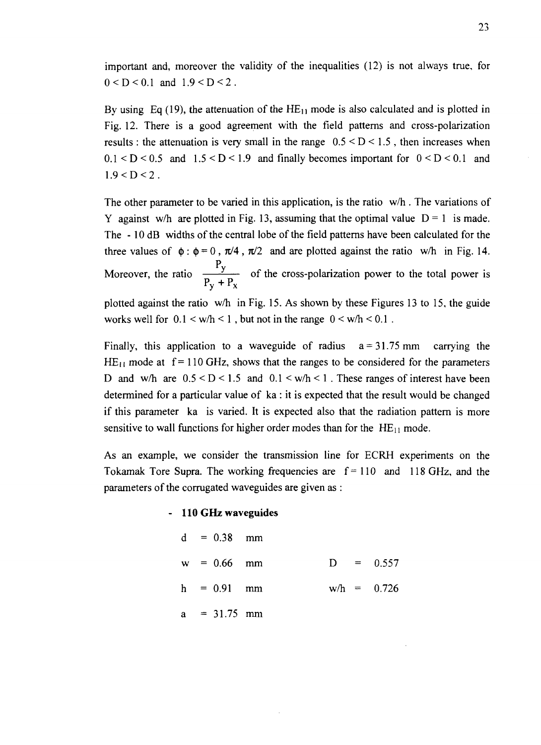important and, moreover the validity of the inequalities (12) is not always true, for $0 < D < 0.1$ and $1.9 < D < 2$ .

By using Eq (19), the attenuation of the $HE_{11}$ mode is also calculated and is plotted in Fig. 12. There is a good agreement with the field patterns and cross-polarization results : the attenuation is very small in the range $0.5 < D < 1.5$ , then increases when $0.1 < D < 0.5$ and $1.5 < D < 1.9$ and finally becomes important for $0 < D < 0.1$ and $1.9 < D < 2$ .

The other parameter to be varied in this application, is the ratio w/h . The variations of Y against w/h are plotted in Fig. 13, assuming that the optimal value $D = 1$ is made. The - 10 dB widths of the central lobe of the field patterns have been calculated for the three values of $\phi$ : $\phi = 0$ , $\pi/4$ , $\pi/2$ and are plotted against the ratio w/h in Fig. 14. Moreover, the ratio $\frac{P_y}{P_y + P_x}$ of the cross-polarization power to the total power is plotted against the ratio w/h in Fig. 15. As shown by these Figures 13 to 15, the guide works well for $0.1 < w/h < 1$ , but not in the range $0 < w/h < 0.1$ .

Finally, this application to a waveguide of radius $a = 31.75$ mm carrying the $HE_{11}$ mode at $f = 110$ GHz, shows that the ranges to be considered for the parameters D and w/h are $0.5 < D < 1.5$ and $0.1 < w/h < 1$ . These ranges of interest have been determined for a particular value of ka : it is expected that the result would be changed if this parameter ka is varied. It is expected also that the radiation pattern is more sensitive to wall functions for higher order modes than for the $HE_{11}$ mode.

As an example, we consider the transmission line for ECRH experiments on the Tokamak Tore Supra. The working frequencies are $f = 110$ and 118 GHz, and the parameters of the corrugated waveguides are given as :

- **110 GHz waveguides**

| | | | | | |
|---|---|---|---|---|---|
| d | = 0.38 | mm | | | |
| w | = 0.66 | mm | D | = | 0.557 |
| h | = 0.91 | mm | w/h | = | 0.726 |
| a | = 31.75 | mm | | | |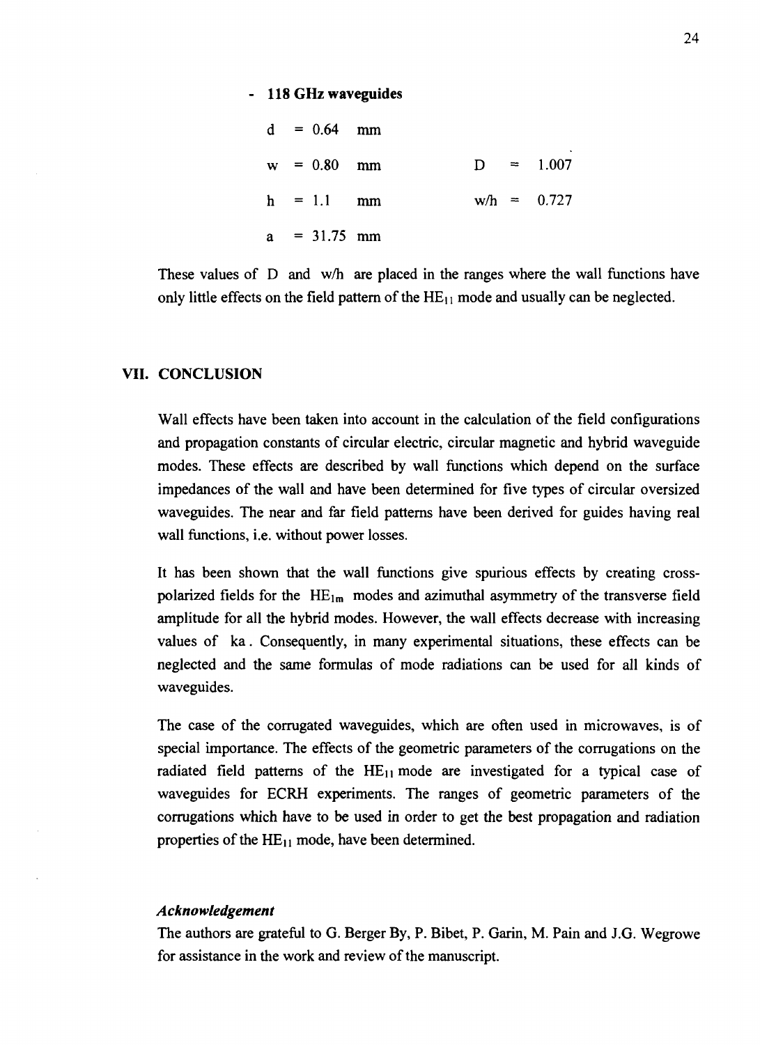- **118 GHz waveguides**

| | | | | | |
|---|---|---|---|---|---|
| d | = 0.64 | mm | | | |
| w | = 0.80 | mm | D | = | 1.007 |
| h | = 1.1 | mm | w/h | = | 0.727 |
| a | = 31.75 | mm | | | |

These values of D and w/h are placed in the ranges where the wall functions have only little effects on the field pattern of the $HE_{11}$ mode and usually can be neglected.

## VII. CONCLUSION

Wall effects have been taken into account in the calculation of the field configurations and propagation constants of circular electric, circular magnetic and hybrid waveguide modes. These effects are described by wall functions which depend on the surface impedances of the wall and have been determined for five types of circular oversized waveguides. The near and far field patterns have been derived for guides having real wall functions, i.e. without power losses.

It has been shown that the wall functions give spurious effects by creating cross-polarized fields for the $HE_{1m}$ modes and azimuthal asymmetry of the transverse field amplitude for all the hybrid modes. However, the wall effects decrease with increasing values of ka. Consequently, in many experimental situations, these effects can be neglected and the same formulas of mode radiations can be used for all kinds of waveguides.

The case of the corrugated waveguides, which are often used in microwaves, is of special importance. The effects of the geometric parameters of the corrugations on the radiated field patterns of the $HE_{11}$ mode are investigated for a typical case of waveguides for ECRH experiments. The ranges of geometric parameters of the corrugations which have to be used in order to get the best propagation and radiation properties of the $HE_{11}$ mode, have been determined.

### *Acknowledgement*

The authors are grateful to G. Berger By, P. Bibet, P. Garin, M. Pain and J.G. Wegrowe for assistance in the work and review of the manuscript.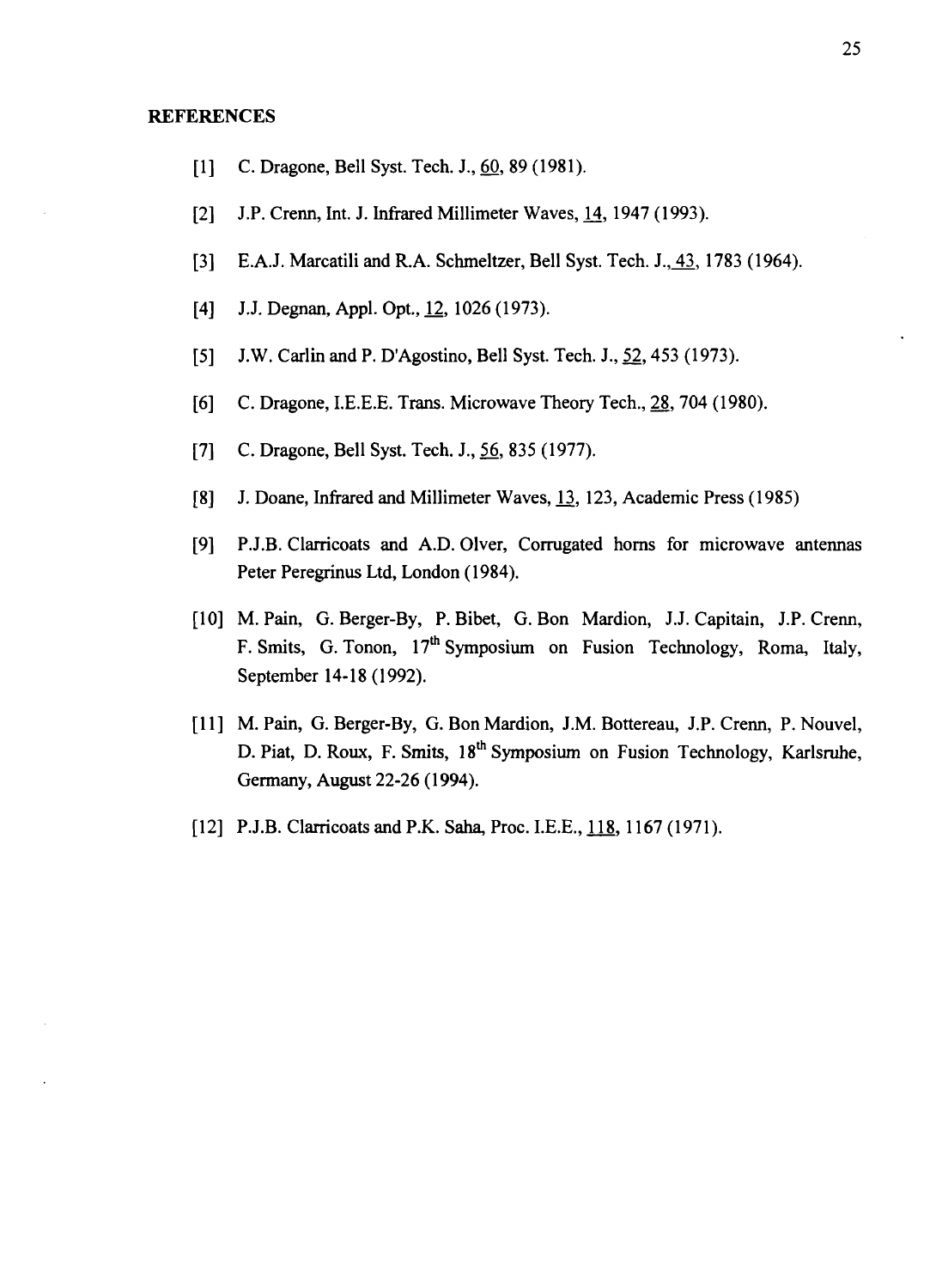## REFERENCES

[1] C. Dragone, Bell Syst. Tech. J., 60, 89 (1981).

[2] J.P. Crenn, Int. J. Infrared Millimeter Waves, 14, 1947 (1993).

[3] E.A.J. Marcatili and R.A. Schmeltzer, Bell Syst. Tech. J., 43, 1783 (1964).

[4] J.J. Degnan, Appl. Opt., 12, 1026 (1973).

[5] J.W. Carlin and P. D'Agostino, Bell Syst. Tech. J., 52, 453 (1973).

[6] C. Dragone, I.E.E.E. Trans. Microwave Theory Tech., 28, 704 (1980).

[7] C. Dragone, Bell Syst. Tech. J., 56, 835 (1977).

[8] J. Doane, Infrared and Millimeter Waves, 13, 123, Academic Press (1985)

[9] P.J.B. Clarricoats and A.D. Olver, Corrugated horns for microwave antennas Peter Peregrinus Ltd, London (1984).

[10] M. Pain, G. Berger-By, P. Bibet, G. Bon Mardion, J.J. Capitain, J.P. Crenn, F. Smits, G. Tonon, 17th Symposium on Fusion Technology, Roma, Italy, September 14-18 (1992).

[11] M. Pain, G. Berger-By, G. Bon Mardion, J.M. Bottereau, J.P. Crenn, P. Nouvel, D. Piat, D. Roux, F. Smits, 18th Symposium on Fusion Technology, Karlsruhe, Germany, August 22-26 (1994).

[12] P.J.B. Clarricoats and P.K. Saha, Proc. I.E.E., 118, 1167 (1971).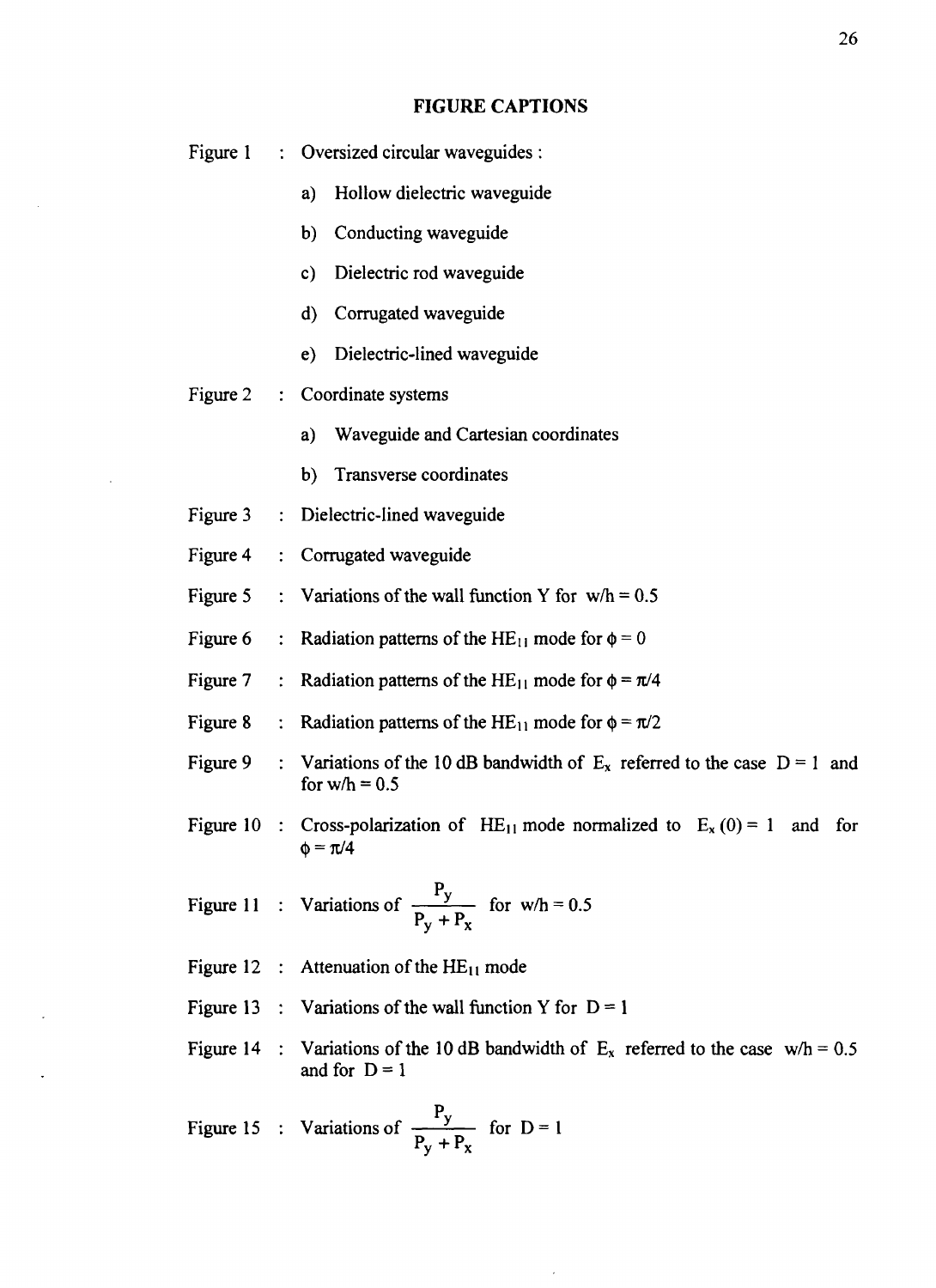**FIGURE CAPTIONS**

Figure 1 : Oversized circular waveguides :

- a) Hollow dielectric waveguide
- b) Conducting waveguide
- c) Dielectric rod waveguide
- d) Corrugated waveguide
- e) Dielectric-lined waveguide

Figure 2 : Coordinate systems

- a) Waveguide and Cartesian coordinates
- b) Transverse coordinates

Figure 3 : Dielectric-lined waveguide

Figure 4 : Corrugated waveguide

Figure 5 : Variations of the wall function Y for $w/h = 0.5$

Figure 6 : Radiation patterns of the $HE_{11}$ mode for $\phi = 0$

Figure 7 : Radiation patterns of the $HE_{11}$ mode for $\phi = \pi/4$

Figure 8 : Radiation patterns of the $HE_{11}$ mode for $\phi = \pi/2$

Figure 9 : Variations of the 10 dB bandwidth of $E_x$ referred to the case $D = 1$ and for $w/h = 0.5$

Figure 10 : Cross-polarization of $HE_{11}$ mode normalized to $E_x(0) = 1$ and for $\phi = \pi/4$

Figure 11 : Variations of $\dfrac{P_y}{P_y + P_x}$ for $w/h = 0.5$

Figure 12 : Attenuation of the $HE_{11}$ mode

Figure 13 : Variations of the wall function Y for $D = 1$

Figure 14 : Variations of the 10 dB bandwidth of $E_x$ referred to the case $w/h = 0.5$ and for $D = 1$

Figure 15 : Variations of $\dfrac{P_y}{P_y + P_x}$ for $D = 1$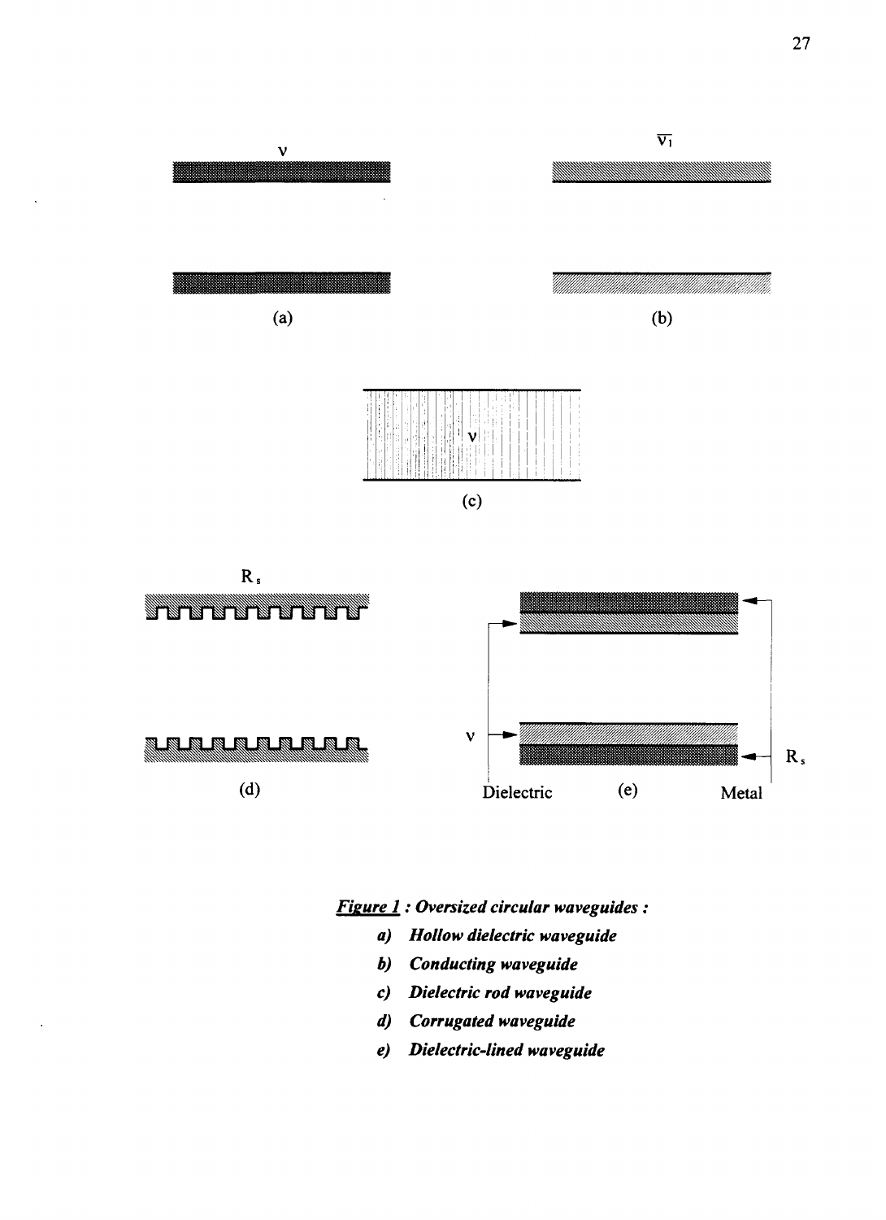ν

$\overline{\nu_1}$

(a)

(b)

ν

(c)

$R_s$

ν

$R_s$

(d)

Dielectric (e) Metal

***Figure 1** : Oversized circular waveguides :*

***a)** Hollow dielectric waveguide*

***b)** Conducting waveguide*

***c)** Dielectric rod waveguide*

***d)** Corrugated waveguide*

***e)** Dielectric-lined waveguide*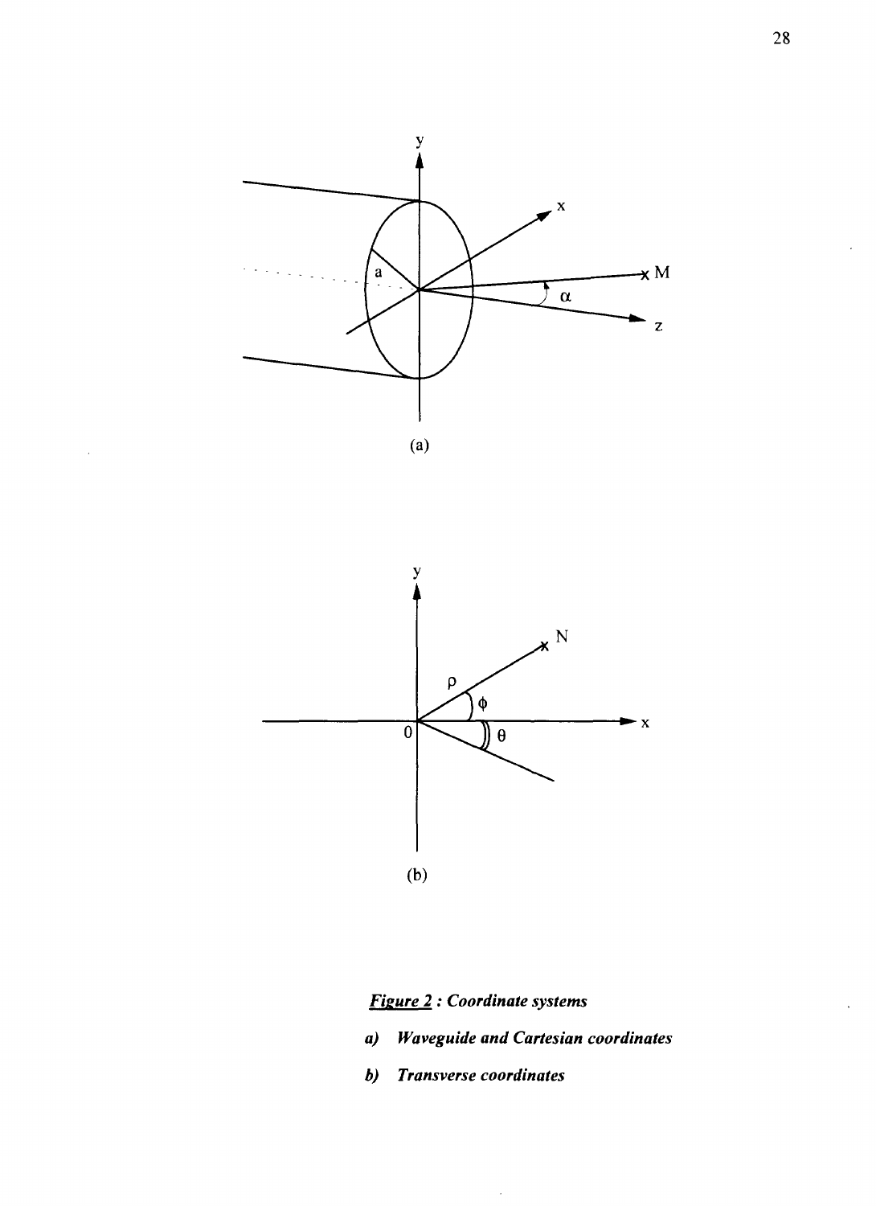y

x

a

M

α

z

(a)

y

N

ρ

ϕ

0

θ

x

(b)

***Figure 2 : Coordinate systems***

***a) Waveguide and Cartesian coordinates***

***b) Transverse coordinates***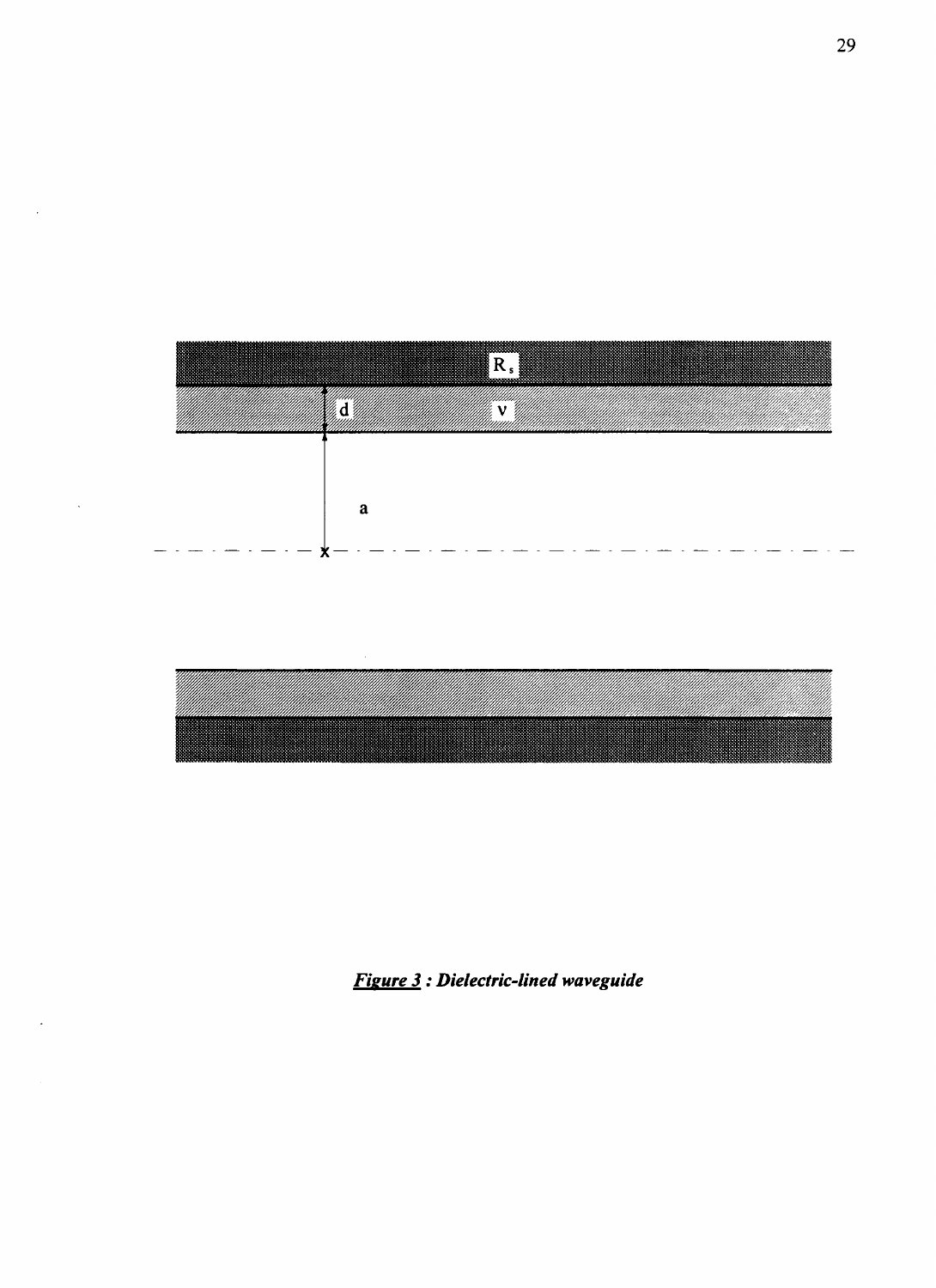$R_s$

d

ν

a

***Figure 3*** ***: Dielectric-lined waveguide***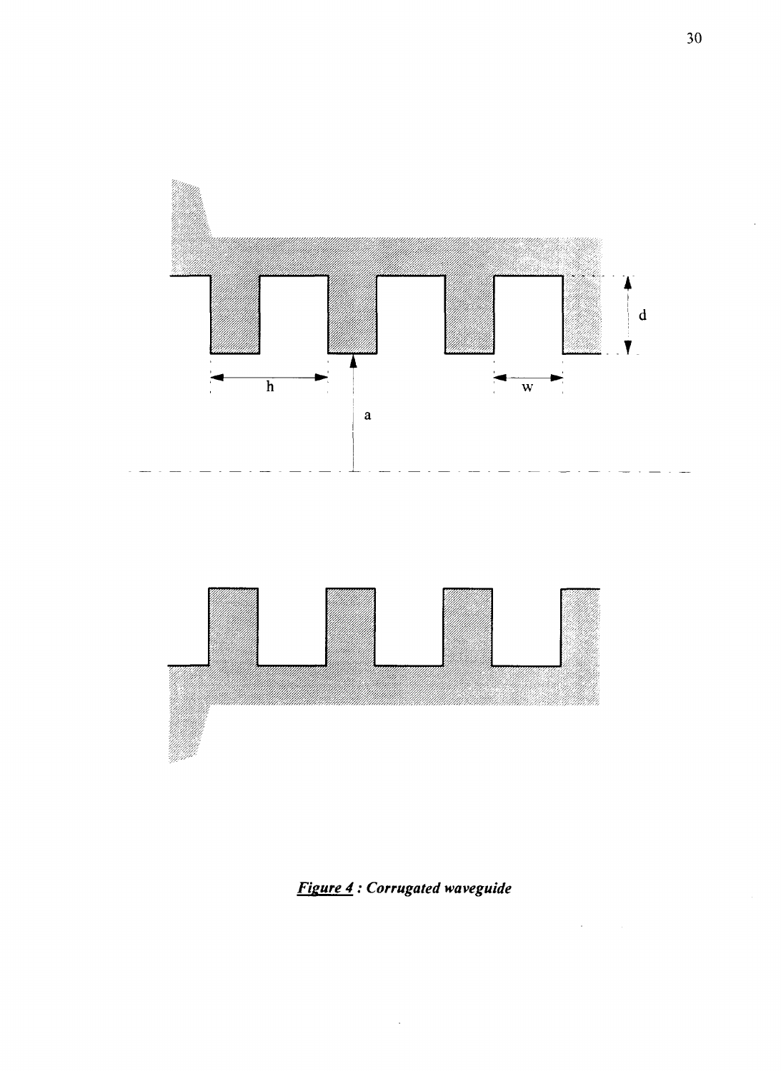d

h

w

a

***Figure 4 : Corrugated waveguide***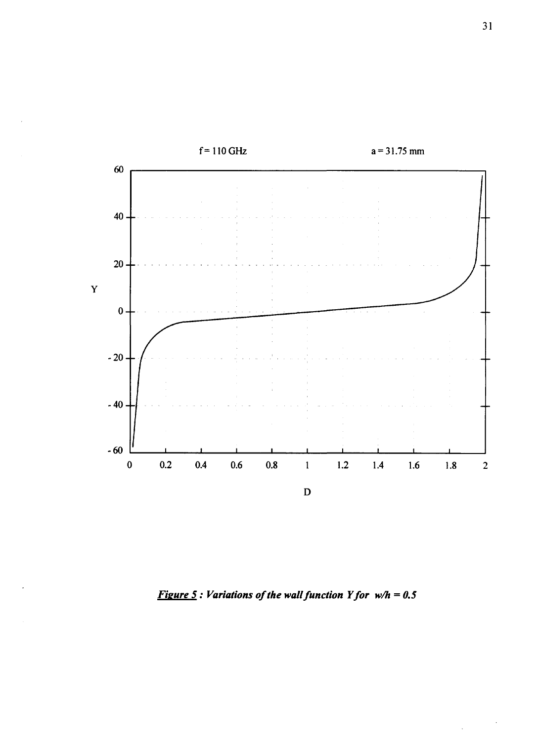f = 110 GHz

a = 31.75 mm

60

40

20

0

- 20

- 40

- 60

Y

0 0.2 0.4 0.6 0.8 1 1.2 1.4 1.6 1.8 2

D

***Figure 5*** ***: Variations of the wall function Y for w/h = 0.5***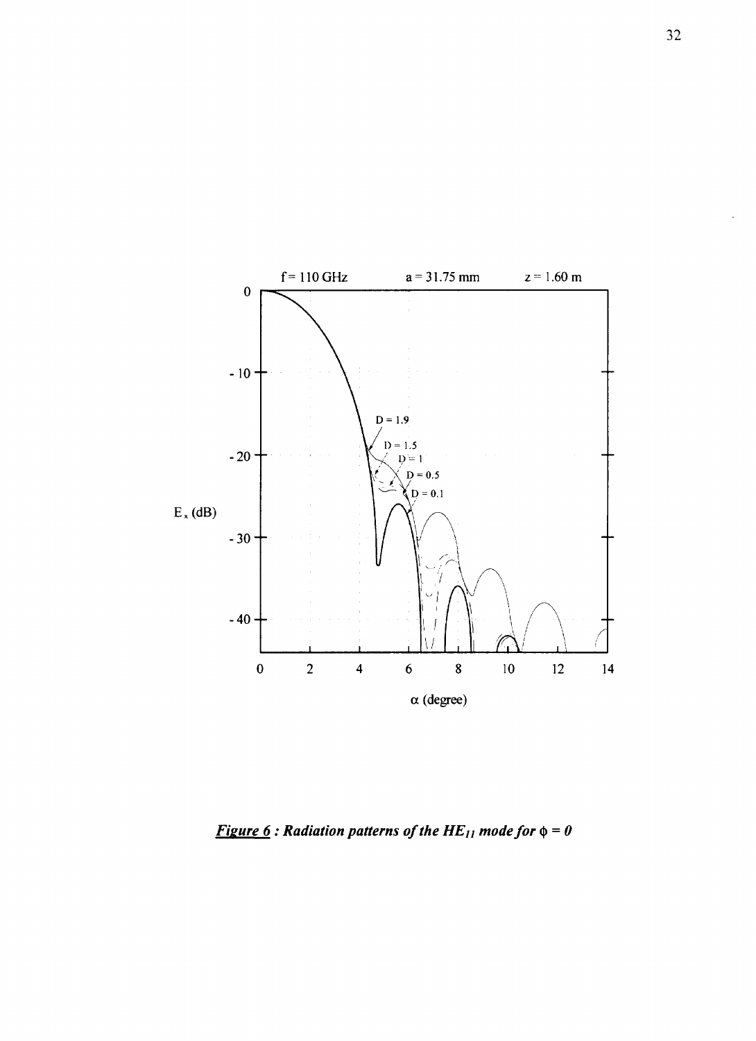f = 110 GHz     a = 31.75 mm     z = 1.60 m

0

- 10

- 20

- 30

- 40

$E_x$ (dB)

D = 1.9

D = 1.5

D = 1

D = 0.5

D = 0.1

0     2     4     6     8     10     12     14

$\alpha$ (degree)

***Figure 6** : Radiation patterns of the $HE_{11}$ mode for $\phi = 0$*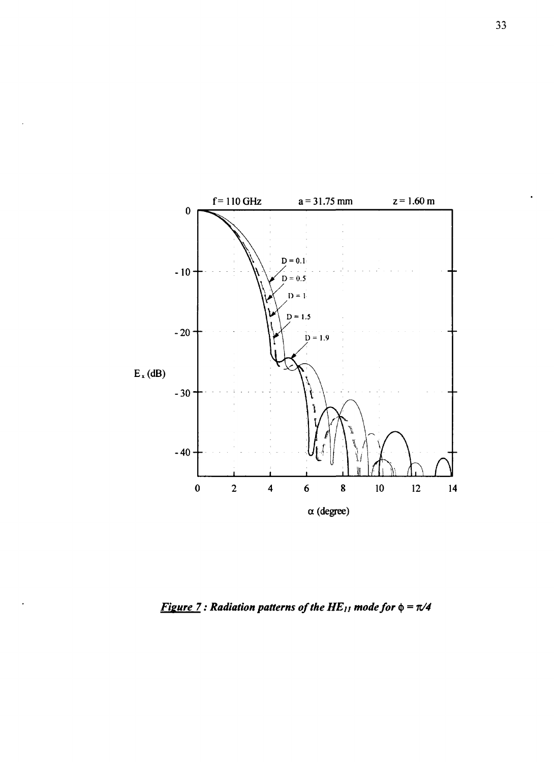f = 110 GHz

a = 31.75 mm

z = 1.60 m

D = 0.1

D = 0.5

D = 1

D = 1.5

D = 1.9

$E_x$ (dB)

0

- 10

- 20

- 30

- 40

0 2 4 6 8 10 12 14

$\alpha$ (degree)

***Figure 7 : Radiation patterns of the $HE_{11}$ mode for $\phi = \pi/4$***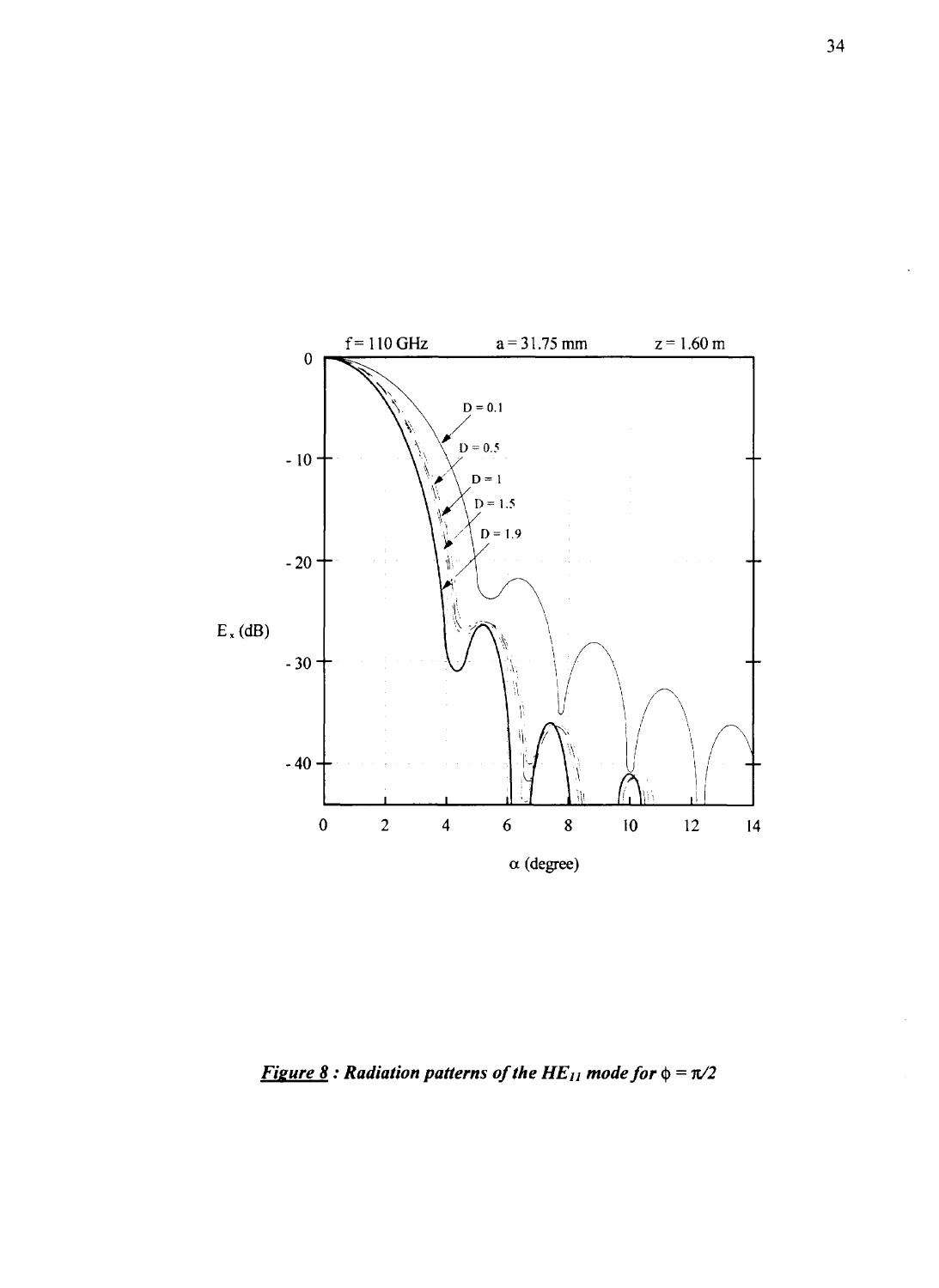f = 110 GHz　　a = 31.75 mm　　z = 1.60 m

D = 0.1

D = 0.5

D = 1

D = 1.5

D = 1.9

$E_x$ (dB)

$\alpha$ (degree)

***Figure 8** : Radiation patterns of the $HE_{11}$ mode for $\phi = \pi/2$*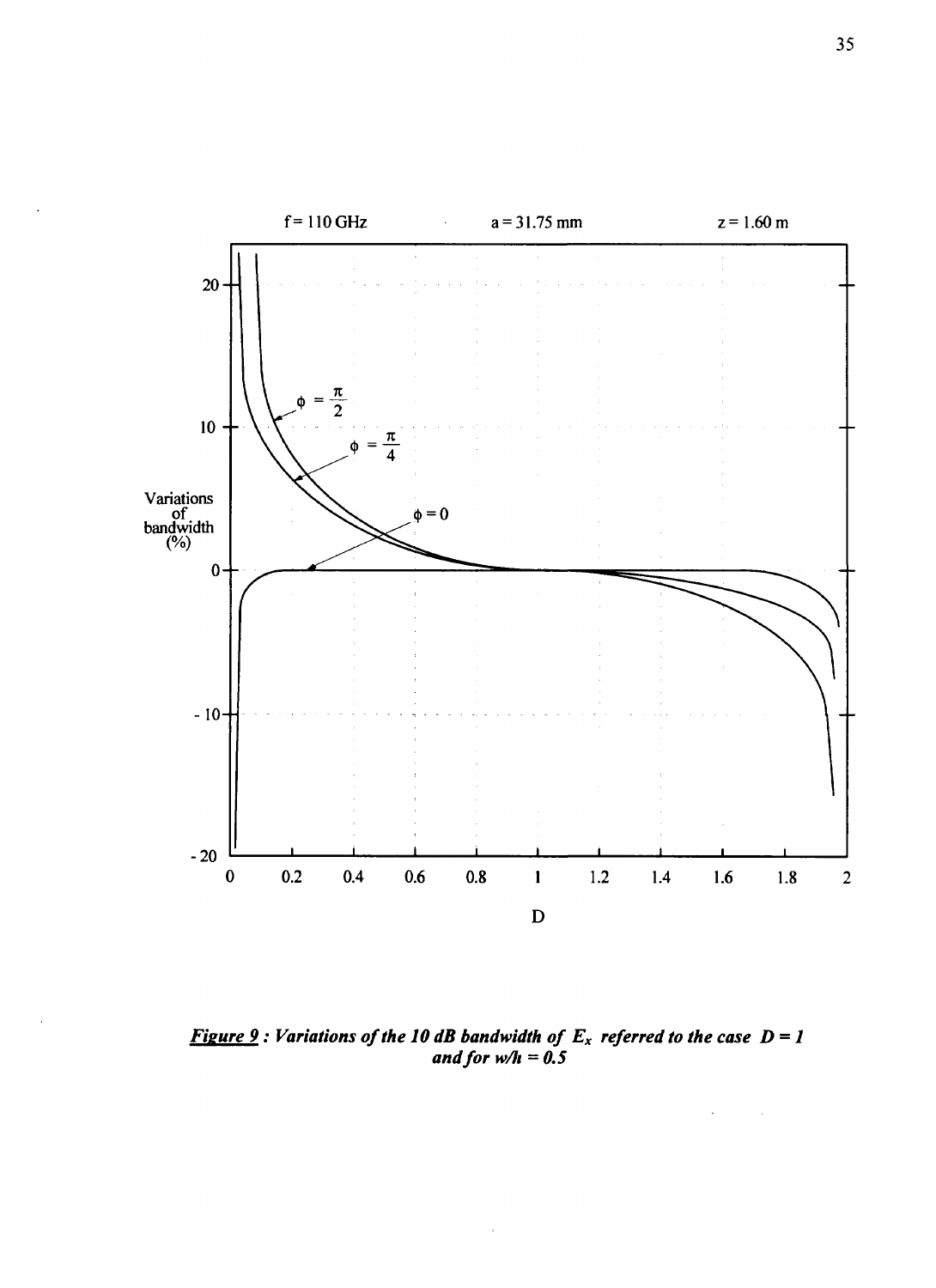f = 110 GHz

a = 31.75 mm

z = 1.60 m

20

10

0

- 10

- 20

Variations of bandwidth (%)

$\phi = \frac{\pi}{2}$

$\phi = \frac{\pi}{4}$

$\phi = 0$

0

0.2

0.4

0.6

0.8

1

1.2

1.4

1.6

1.8

2

D

***Figure 9*** ***: Variations of the 10 dB bandwidth of $E_x$ referred to the case $D = 1$ and for $w/h = 0.5$***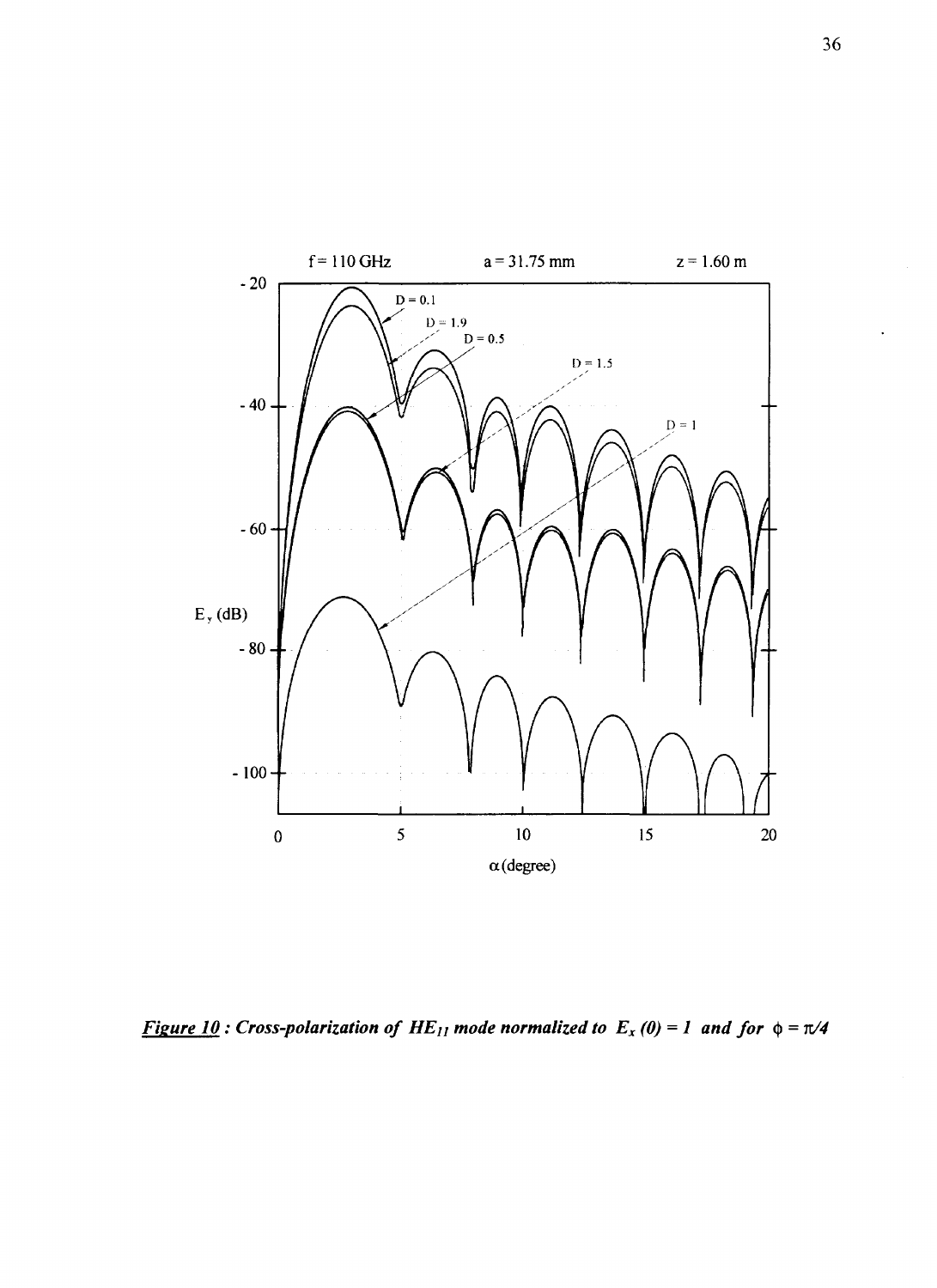f = 110 GHz

a = 31.75 mm

z = 1.60 m

- 20

- 40

- 60

- 80

- 100

$E_y$ (dB)

D = 0.1

D = 1.9

D = 0.5

D = 1.5

D = 1

0

5

10

15

20

α (degree)

***Figure 10*** ***: Cross-polarization of $HE_{11}$ mode normalized to $E_x(0) = 1$ and for $\phi = \pi/4$***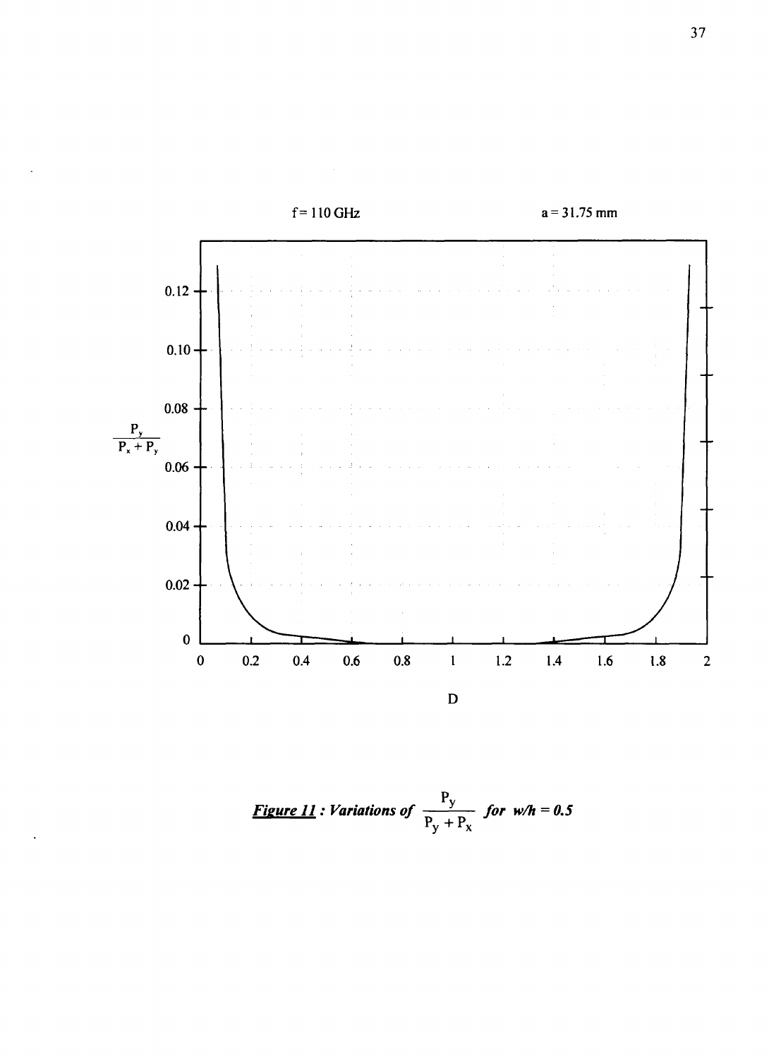f = 110 GHz

a = 31.75 mm

0.12

0.10

0.08

$\frac{P_y}{P_x + P_y}$

0.06

0.04

0.02

0

0 0.2 0.4 0.6 0.8 1 1.2 1.4 1.6 1.8 2

D

***Figure 11*** *: Variations of* $\frac{P_y}{P_y + P_x}$ *for* $w/h = 0.5$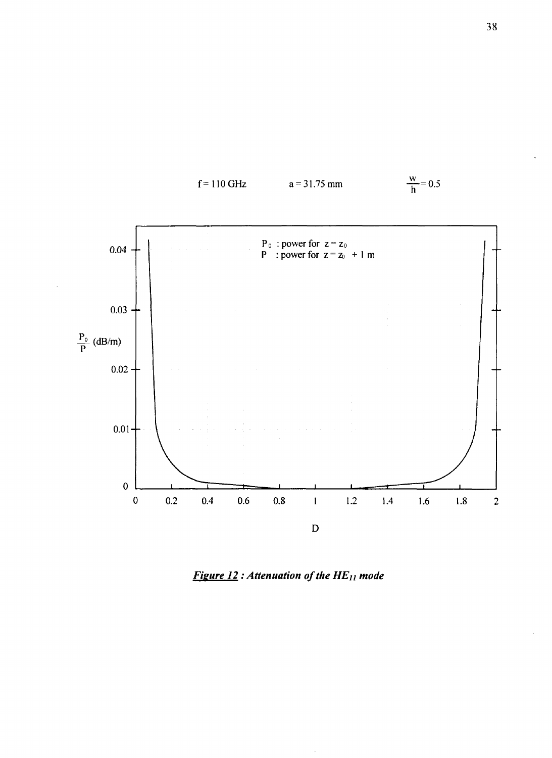$f = 110$ GHz $a = 31.75$ mm $\frac{w}{h} = 0.5$

$P_0$ : power for $z = z_0$

$P$ : power for $z = z_0 + 1$ m

$\frac{P_0}{P}$ (dB/m)

0.04

0.03

0.02

0.01

0

0 0.2 0.4 0.6 0.8 1 1.2 1.4 1.6 1.8 2

D

***Figure 12* : Attenuation of the $HE_{11}$ mode**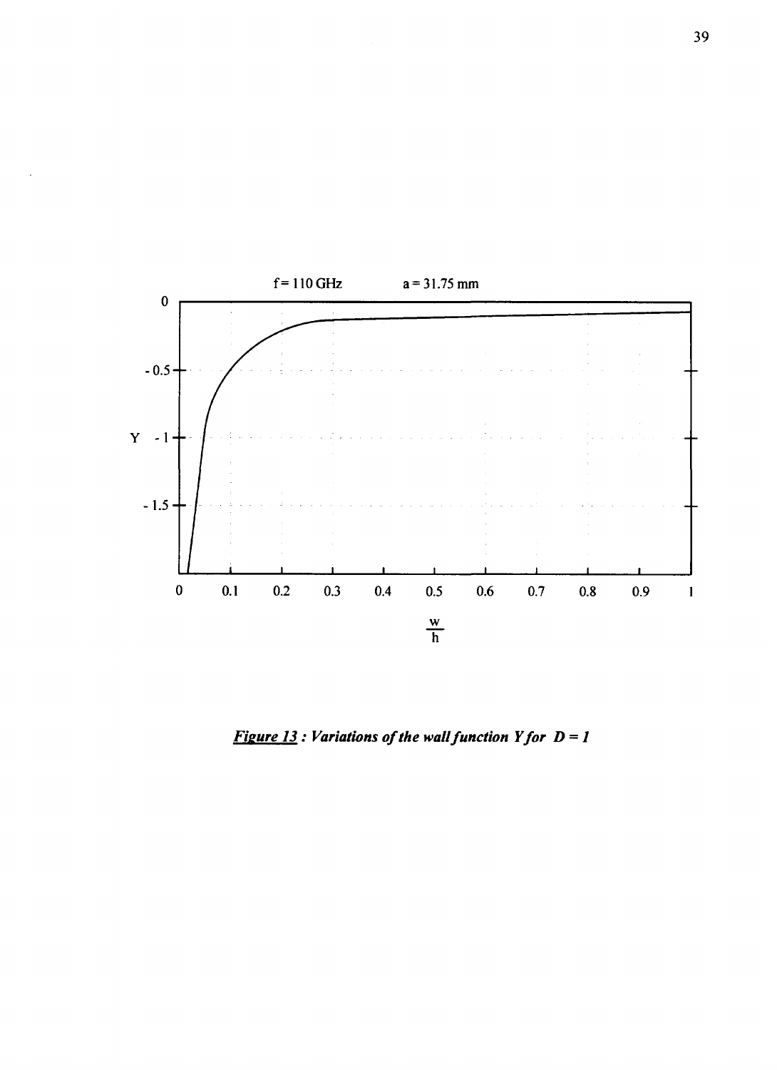f = 110 GHz a = 31.75 mm

***Figure 13 : Variations of the wall function Y for D = 1***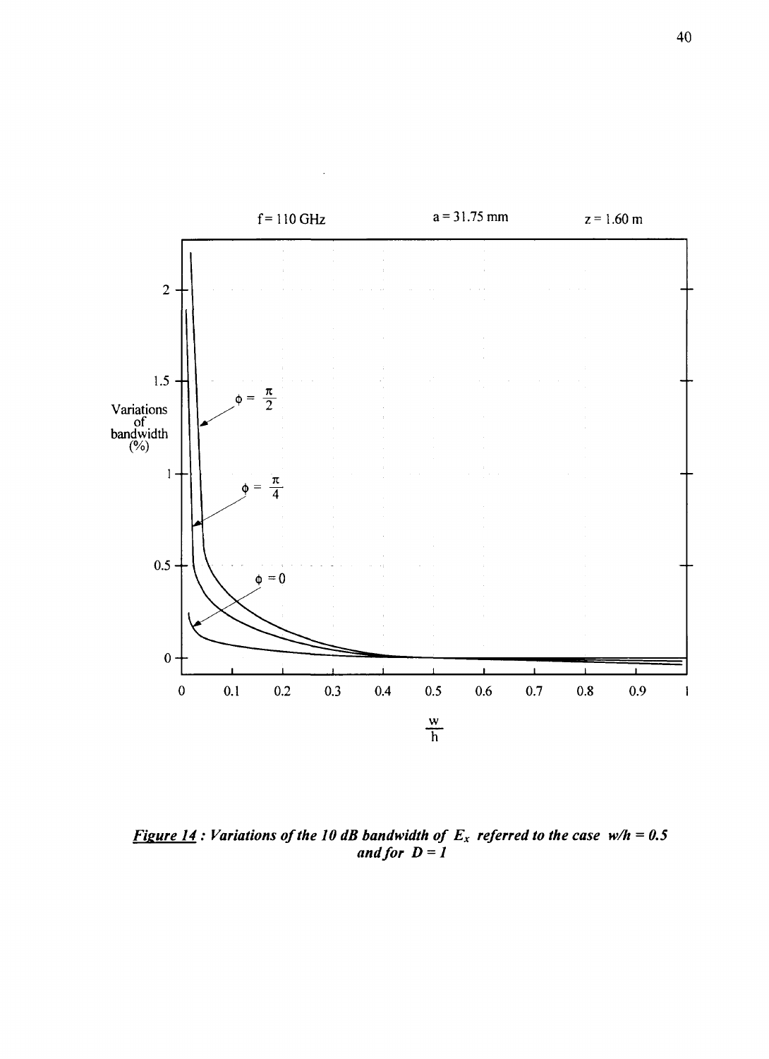f = 110 GHz

a = 31.75 mm

z = 1.60 m

Variations of bandwidth (%)

2

1.5

1

0.5

0

$\phi = \frac{\pi}{2}$

$\phi = \frac{\pi}{4}$

$\phi = 0$

0 0.1 0.2 0.3 0.4 0.5 0.6 0.7 0.8 0.9 1

$\frac{w}{h}$

***Figure 14**: Variations of the 10 dB bandwidth of $E_x$ referred to the case $w/h = 0.5$ and for $D = 1$*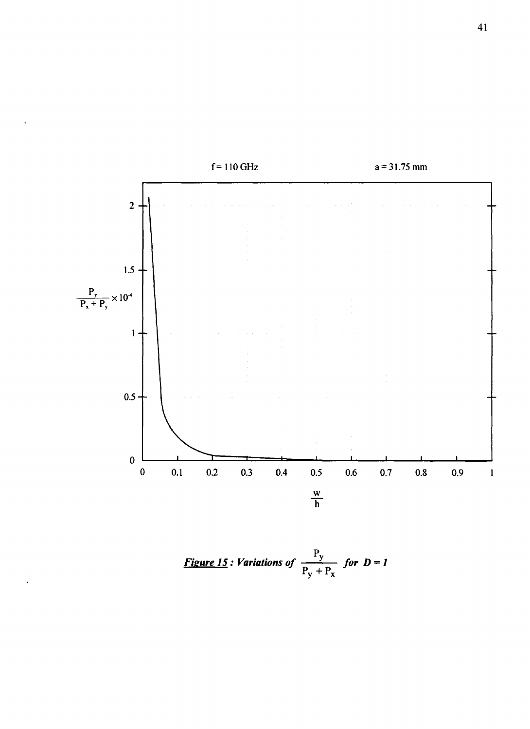f = 110 GHz

a = 31.75 mm

$\frac{P_y}{P_x + P_y} \times 10^{-4}$

2

1.5

1

0.5

0

0 0.1 0.2 0.3 0.4 0.5 0.6 0.7 0.8 0.9 1

$\frac{w}{h}$

***Figure 15*** ***: Variations of*** $\frac{P_y}{P_y + P_x}$ ***for D = 1***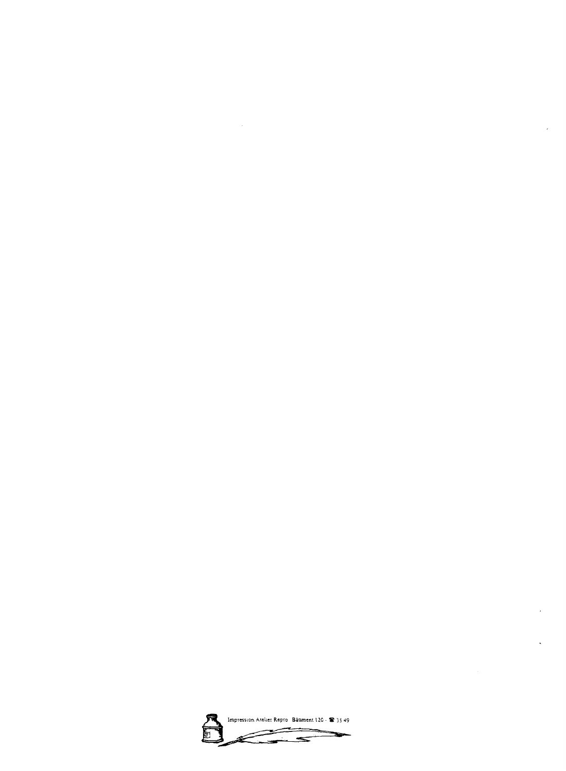Impression Atelier Repro Bâtiment 120 - ☎ 35 49